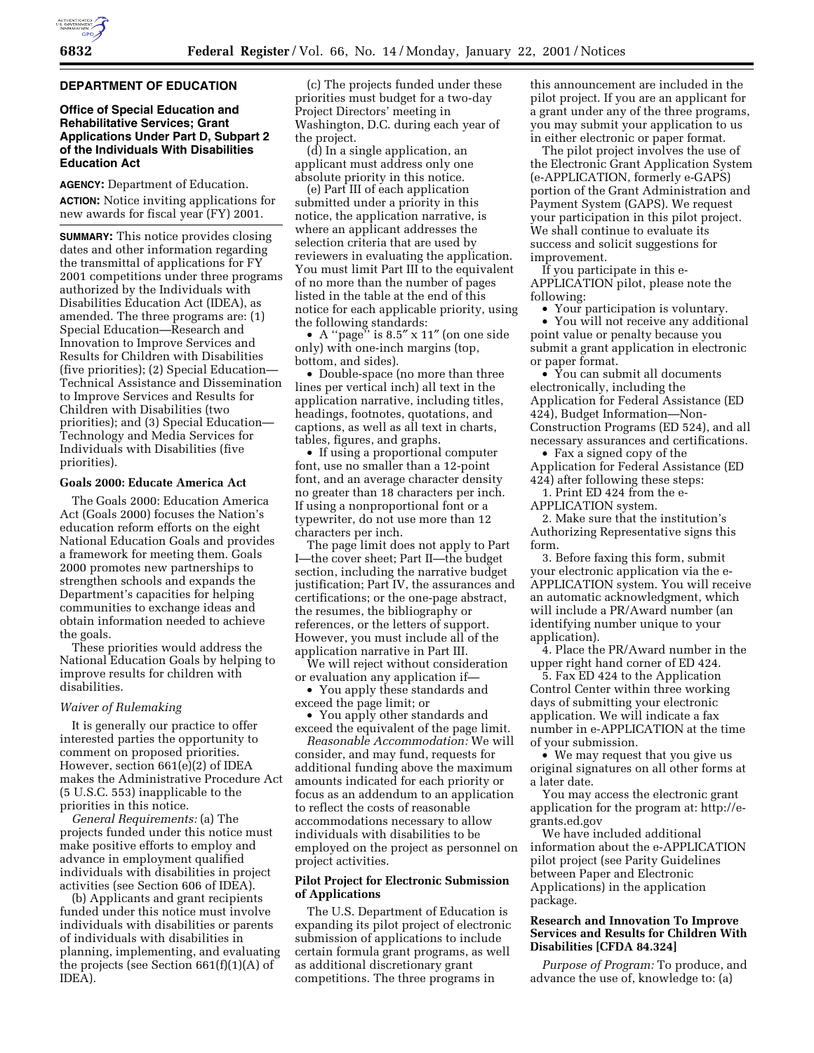## DEPARTMENT OF EDUCATION

### Office of Special Education and Rehabilitative Services; Grant Applications Under Part D, Subpart 2 of the Individuals With Disabilities Education Act

**AGENCY:** Department of Education.

**ACTION:** Notice inviting applications for new awards for fiscal year (FY) 2001.

**SUMMARY:** This notice provides closing dates and other information regarding the transmittal of applications for FY 2001 competitions under three programs authorized by the Individuals with Disabilities Education Act (IDEA), as amended. The three programs are: (1) Special Education—Research and Innovation to Improve Services and Results for Children with Disabilities (five priorities); (2) Special Education—Technical Assistance and Dissemination to Improve Services and Results for Children with Disabilities (two priorities); and (3) Special Education—Technology and Media Services for Individuals with Disabilities (five priorities).

#### Goals 2000: Educate America Act

The Goals 2000: Education America Act (Goals 2000) focuses the Nation's education reform efforts on the eight National Education Goals and provides a framework for meeting them. Goals 2000 promotes new partnerships to strengthen schools and expands the Department's capacities for helping communities to exchange ideas and obtain information needed to achieve the goals.

These priorities would address the National Education Goals by helping to improve results for children with disabilities.

*Waiver of Rulemaking*

It is generally our practice to offer interested parties the opportunity to comment on proposed priorities. However, section 661(e)(2) of IDEA makes the Administrative Procedure Act (5 U.S.C. 553) inapplicable to the priorities in this notice.

*General Requirements:* (a) The projects funded under this notice must make positive efforts to employ and advance in employment qualified individuals with disabilities in project activities (see Section 606 of IDEA).

(b) Applicants and grant recipients funded under this notice must involve individuals with disabilities or parents of individuals with disabilities in planning, implementing, and evaluating the projects (see Section 661(f)(1)(A) of IDEA).

(c) The projects funded under these priorities must budget for a two-day Project Directors' meeting in Washington, D.C. during each year of the project.

(d) In a single application, an applicant must address only one absolute priority in this notice.

(e) Part III of each application submitted under a priority in this notice, the application narrative, is where an applicant addresses the selection criteria that are used by reviewers in evaluating the application. You must limit Part III to the equivalent of no more than the number of pages listed in the table at the end of this notice for each applicable priority, using the following standards:

- A "page" is 8.5″ x 11″ (on one side only) with one-inch margins (top, bottom, and sides).
- Double-space (no more than three lines per vertical inch) all text in the application narrative, including titles, headings, footnotes, quotations, and captions, as well as all text in charts, tables, figures, and graphs.
- If using a proportional computer font, use no smaller than a 12-point font, and an average character density no greater than 18 characters per inch. If using a nonproportional font or a typewriter, do not use more than 12 characters per inch.

The page limit does not apply to Part I—the cover sheet; Part II—the budget section, including the narrative budget justification; Part IV, the assurances and certifications; or the one-page abstract, the resumes, the bibliography or references, or the letters of support. However, you must include all of the application narrative in Part III.

We will reject without consideration or evaluation any application if—

- You apply these standards and exceed the page limit; or
- You apply other standards and exceed the equivalent of the page limit.

*Reasonable Accommodation:* We will consider, and may fund, requests for additional funding above the maximum amounts indicated for each priority or focus as an addendum to an application to reflect the costs of reasonable accommodations necessary to allow individuals with disabilities to be employed on the project as personnel on project activities.

#### Pilot Project for Electronic Submission of Applications

The U.S. Department of Education is expanding its pilot project of electronic submission of applications to include certain formula grant programs, as well as additional discretionary grant competitions. The three programs in this announcement are included in the pilot project. If you are an applicant for a grant under any of the three programs, you may submit your application to us in either electronic or paper format.

The pilot project involves the use of the Electronic Grant Application System (e-APPLICATION, formerly e-GAPS) portion of the Grant Administration and Payment System (GAPS). We request your participation in this pilot project. We shall continue to evaluate its success and solicit suggestions for improvement.

If you participate in this e-APPLICATION pilot, please note the following:

- Your participation is voluntary.
- You will not receive any additional point value or penalty because you submit a grant application in electronic or paper format.
- You can submit all documents electronically, including the Application for Federal Assistance (ED 424), Budget Information—Non-Construction Programs (ED 524), and all necessary assurances and certifications.
- Fax a signed copy of the Application for Federal Assistance (ED 424) after following these steps:

1. Print ED 424 from the e-APPLICATION system.
2. Make sure that the institution's Authorizing Representative signs this form.
3. Before faxing this form, submit your electronic application via the e-APPLICATION system. You will receive an automatic acknowledgment, which will include a PR/Award number (an identifying number unique to your application).
4. Place the PR/Award number in the upper right hand corner of ED 424.
5. Fax ED 424 to the Application Control Center within three working days of submitting your electronic application. We will indicate a fax number in e-APPLICATION at the time of your submission.

- We may request that you give us original signatures on all other forms at a later date.

You may access the electronic grant application for the program at: http://e-grants.ed.gov

We have included additional information about the e-APPLICATION pilot project (see Parity Guidelines between Paper and Electronic Applications) in the application package.

#### Research and Innovation To Improve Services and Results for Children With Disabilities [CFDA 84.324]

*Purpose of Program:* To produce, and advance the use of, knowledge to: (a)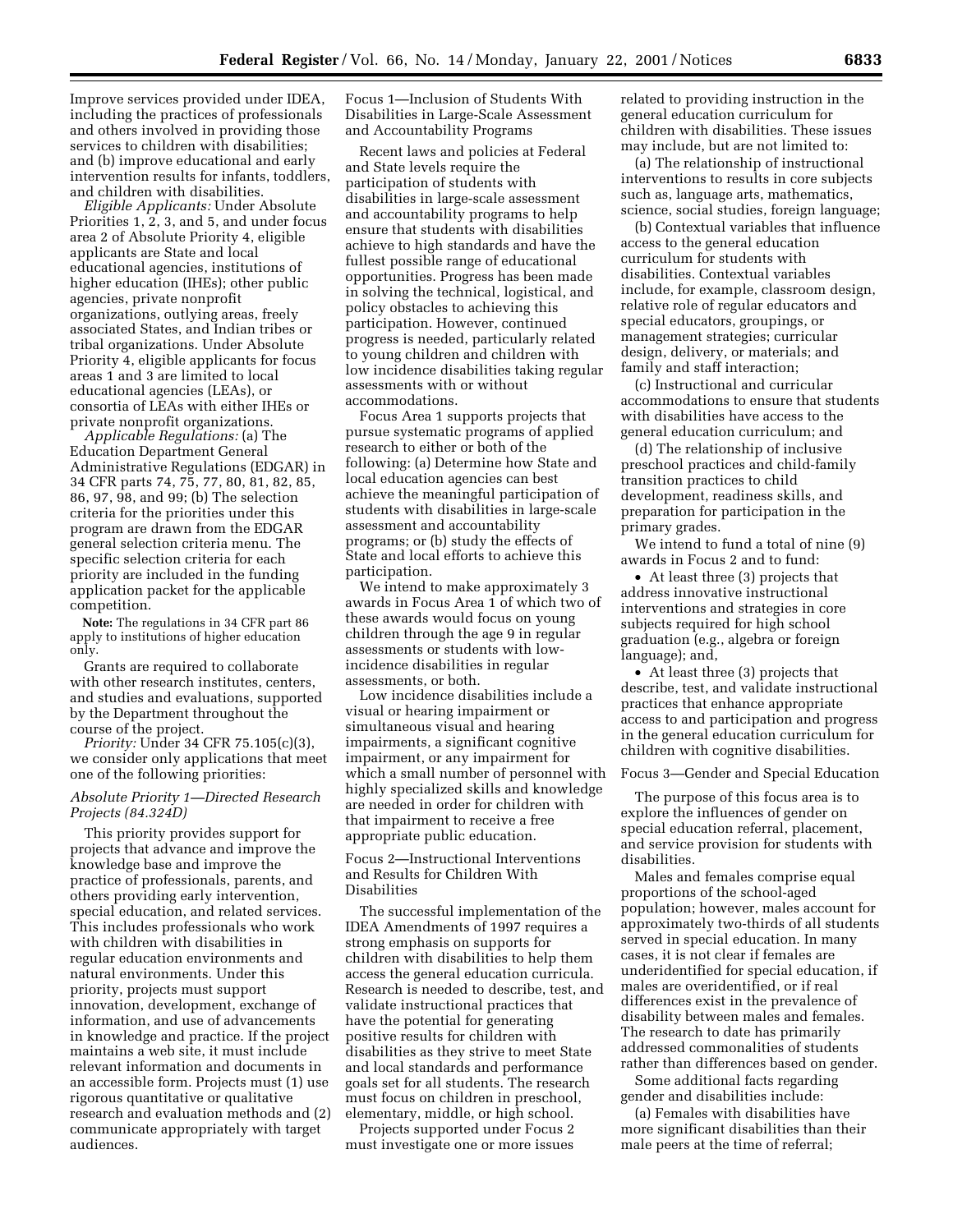Improve services provided under IDEA, including the practices of professionals and others involved in providing those services to children with disabilities; and (b) improve educational and early intervention results for infants, toddlers, and children with disabilities.

*Eligible Applicants:* Under Absolute Priorities 1, 2, 3, and 5, and under focus area 2 of Absolute Priority 4, eligible applicants are State and local educational agencies, institutions of higher education (IHEs); other public agencies, private nonprofit organizations, outlying areas, freely associated States, and Indian tribes or tribal organizations. Under Absolute Priority 4, eligible applicants for focus areas 1 and 3 are limited to local educational agencies (LEAs), or consortia of LEAs with either IHEs or private nonprofit organizations.

*Applicable Regulations:* (a) The Education Department General Administrative Regulations (EDGAR) in 34 CFR parts 74, 75, 77, 80, 81, 82, 85, 86, 97, 98, and 99; (b) The selection criteria for the priorities under this program are drawn from the EDGAR general selection criteria menu. The specific selection criteria for each priority are included in the funding application packet for the applicable competition.

**Note:** The regulations in 34 CFR part 86 apply to institutions of higher education only.

Grants are required to collaborate with other research institutes, centers, and studies and evaluations, supported by the Department throughout the course of the project.

*Priority:* Under 34 CFR 75.105(c)(3), we consider only applications that meet one of the following priorities:

### *Absolute Priority 1—Directed Research Projects (84.324D)*

This priority provides support for projects that advance and improve the knowledge base and improve the practice of professionals, parents, and others providing early intervention, special education, and related services. This includes professionals who work with children with disabilities in regular education environments and natural environments. Under this priority, projects must support innovation, development, exchange of information, and use of advancements in knowledge and practice. If the project maintains a web site, it must include relevant information and documents in an accessible form. Projects must (1) use rigorous quantitative or qualitative research and evaluation methods and (2) communicate appropriately with target audiences.

#### Focus 1—Inclusion of Students With Disabilities in Large-Scale Assessment and Accountability Programs

Recent laws and policies at Federal and State levels require the participation of students with disabilities in large-scale assessment and accountability programs to help ensure that students with disabilities achieve to high standards and have the fullest possible range of educational opportunities. Progress has been made in solving the technical, logistical, and policy obstacles to achieving this participation. However, continued progress is needed, particularly related to young children and children with low incidence disabilities taking regular assessments with or without accommodations.

Focus Area 1 supports projects that pursue systematic programs of applied research to either or both of the following: (a) Determine how State and local education agencies can best achieve the meaningful participation of students with disabilities in large-scale assessment and accountability programs; or (b) study the effects of State and local efforts to achieve this participation.

We intend to make approximately 3 awards in Focus Area 1 of which two of these awards would focus on young children through the age 9 in regular assessments or students with low-incidence disabilities in regular assessments, or both.

Low incidence disabilities include a visual or hearing impairment or simultaneous visual and hearing impairments, a significant cognitive impairment, or any impairment for which a small number of personnel with highly specialized skills and knowledge are needed in order for children with that impairment to receive a free appropriate public education.

#### Focus 2—Instructional Interventions and Results for Children With Disabilities

The successful implementation of the IDEA Amendments of 1997 requires a strong emphasis on supports for children with disabilities to help them access the general education curricula. Research is needed to describe, test, and validate instructional practices that have the potential for generating positive results for children with disabilities as they strive to meet State and local standards and performance goals set for all students. The research must focus on children in preschool, elementary, middle, or high school.

Projects supported under Focus 2 must investigate one or more issues related to providing instruction in the general education curriculum for children with disabilities. These issues may include, but are not limited to:

(a) The relationship of instructional interventions to results in core subjects such as, language arts, mathematics, science, social studies, foreign language;

(b) Contextual variables that influence access to the general education curriculum for students with disabilities. Contextual variables include, for example, classroom design, relative role of regular educators and special educators, groupings, or management strategies; curricular design, delivery, or materials; and family and staff interaction;

(c) Instructional and curricular accommodations to ensure that students with disabilities have access to the general education curriculum; and

(d) The relationship of inclusive preschool practices and child-family transition practices to child development, readiness skills, and preparation for participation in the primary grades.

We intend to fund a total of nine (9) awards in Focus 2 and to fund:

- At least three (3) projects that address innovative instructional interventions and strategies in core subjects required for high school graduation (e.g., algebra or foreign language); and,
- At least three (3) projects that describe, test, and validate instructional practices that enhance appropriate access to and participation and progress in the general education curriculum for children with cognitive disabilities.

#### Focus 3—Gender and Special Education

The purpose of this focus area is to explore the influences of gender on special education referral, placement, and service provision for students with disabilities.

Males and females comprise equal proportions of the school-aged population; however, males account for approximately two-thirds of all students served in special education. In many cases, it is not clear if females are underidentified for special education, if males are overidentified, or if real differences exist in the prevalence of disability between males and females. The research to date has primarily addressed commonalities of students rather than differences based on gender.

Some additional facts regarding gender and disabilities include:

(a) Females with disabilities have more significant disabilities than their male peers at the time of referral;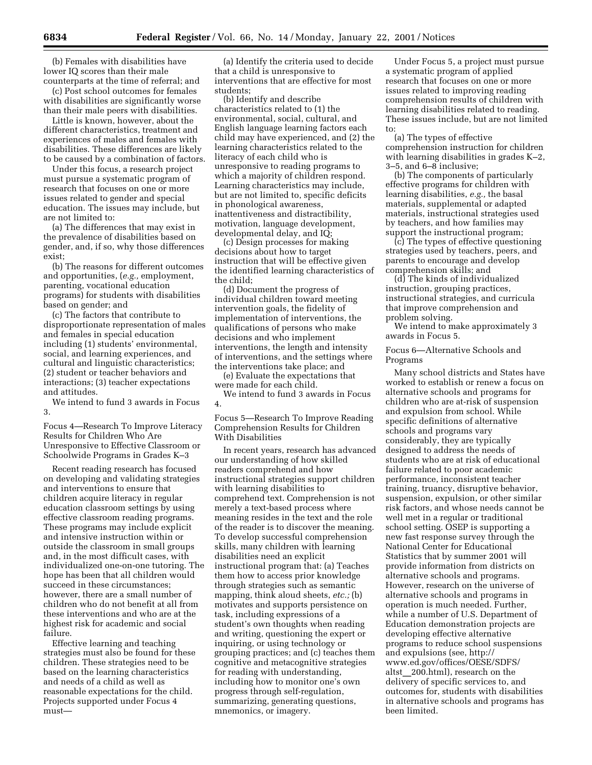(b) Females with disabilities have lower IQ scores than their male counterparts at the time of referral; and

(c) Post school outcomes for females with disabilities are significantly worse than their male peers with disabilities.

Little is known, however, about the different characteristics, treatment and experiences of males and females with disabilities. These differences are likely to be caused by a combination of factors.

Under this focus, a research project must pursue a systematic program of research that focuses on one or more issues related to gender and special education. The issues may include, but are not limited to:

(a) The differences that may exist in the prevalence of disabilities based on gender, and, if so, why those differences exist;

(b) The reasons for different outcomes and opportunities, (*e.g.,* employment, parenting, vocational education programs) for students with disabilities based on gender; and

(c) The factors that contribute to disproportionate representation of males and females in special education including (1) students' environmental, social, and learning experiences, and cultural and linguistic characteristics; (2) student or teacher behaviors and interactions; (3) teacher expectations and attitudes.

We intend to fund 3 awards in Focus 3.

Focus 4—Research To Improve Literacy Results for Children Who Are Unresponsive to Effective Classroom or Schoolwide Programs in Grades K–3

Recent reading research has focused on developing and validating strategies and interventions to ensure that children acquire literacy in regular education classroom settings by using effective classroom reading programs. These programs may include explicit and intensive instruction within or outside the classroom in small groups and, in the most difficult cases, with individualized one-on-one tutoring. The hope has been that all children would succeed in these circumstances; however, there are a small number of children who do not benefit at all from these interventions and who are at the highest risk for academic and social failure.

Effective learning and teaching strategies must also be found for these children. These strategies need to be based on the learning characteristics and needs of a child as well as reasonable expectations for the child. Projects supported under Focus 4 must—

(a) Identify the criteria used to decide that a child is unresponsive to interventions that are effective for most students;

(b) Identify and describe characteristics related to (1) the environmental, social, cultural, and English language learning factors each child may have experienced, and (2) the learning characteristics related to the literacy of each child who is unresponsive to reading programs to which a majority of children respond. Learning characteristics may include, but are not limited to, specific deficits in phonological awareness, inattentiveness and distractibility, motivation, language development, developmental delay, and IQ;

(c) Design processes for making decisions about how to target instruction that will be effective given the identified learning characteristics of the child;

(d) Document the progress of individual children toward meeting intervention goals, the fidelity of implementation of interventions, the qualifications of persons who make decisions and who implement interventions, the length and intensity of interventions, and the settings where the interventions take place; and

(e) Evaluate the expectations that were made for each child.

We intend to fund 3 awards in Focus 4.

Focus 5—Research To Improve Reading Comprehension Results for Children With Disabilities

In recent years, research has advanced our understanding of how skilled readers comprehend and how instructional strategies support children with learning disabilities to comprehend text. Comprehension is not merely a text-based process where meaning resides in the text and the role of the reader is to discover the meaning. To develop successful comprehension skills, many children with learning disabilities need an explicit instructional program that: (a) Teaches them how to access prior knowledge through strategies such as semantic mapping, think aloud sheets, *etc.;* (b) motivates and supports persistence on task, including expressions of a student's own thoughts when reading and writing, questioning the expert or inquiring, or using technology or grouping practices; and (c) teaches them cognitive and metacognitive strategies for reading with understanding, including how to monitor one's own progress through self-regulation, summarizing, generating questions, mnemonics, or imagery.

Under Focus 5, a project must pursue a systematic program of applied research that focuses on one or more issues related to improving reading comprehension results of children with learning disabilities related to reading. These issues include, but are not limited to:

(a) The types of effective comprehension instruction for children with learning disabilities in grades K–2, 3–5, and 6–8 inclusive;

(b) The components of particularly effective programs for children with learning disabilities, *e.g.,* the basal materials, supplemental or adapted materials, instructional strategies used by teachers, and how families may support the instructional program;

(c) The types of effective questioning strategies used by teachers, peers, and parents to encourage and develop comprehension skills; and

(d) The kinds of individualized instruction, grouping practices, instructional strategies, and curricula that improve comprehension and problem solving.

We intend to make approximately 3 awards in Focus 5.

Focus 6—Alternative Schools and Programs

Many school districts and States have worked to establish or renew a focus on alternative schools and programs for children who are at-risk of suspension and expulsion from school. While specific definitions of alternative schools and programs vary considerably, they are typically designed to address the needs of students who are at risk of educational failure related to poor academic performance, inconsistent teacher training, truancy, disruptive behavior, suspension, expulsion, or other similar risk factors, and whose needs cannot be well met in a regular or traditional school setting. OSEP is supporting a new fast response survey through the National Center for Educational Statistics that by summer 2001 will provide information from districts on alternative schools and programs. However, research on the universe of alternative schools and programs in operation is much needed. Further, while a number of U.S. Department of Education demonstration projects are developing effective alternative programs to reduce school suspensions and expulsions (see, http://www.ed.gov/offices/OESE/SDFS/altst__200.html), research on the delivery of specific services to, and outcomes for, students with disabilities in alternative schools and programs has been limited.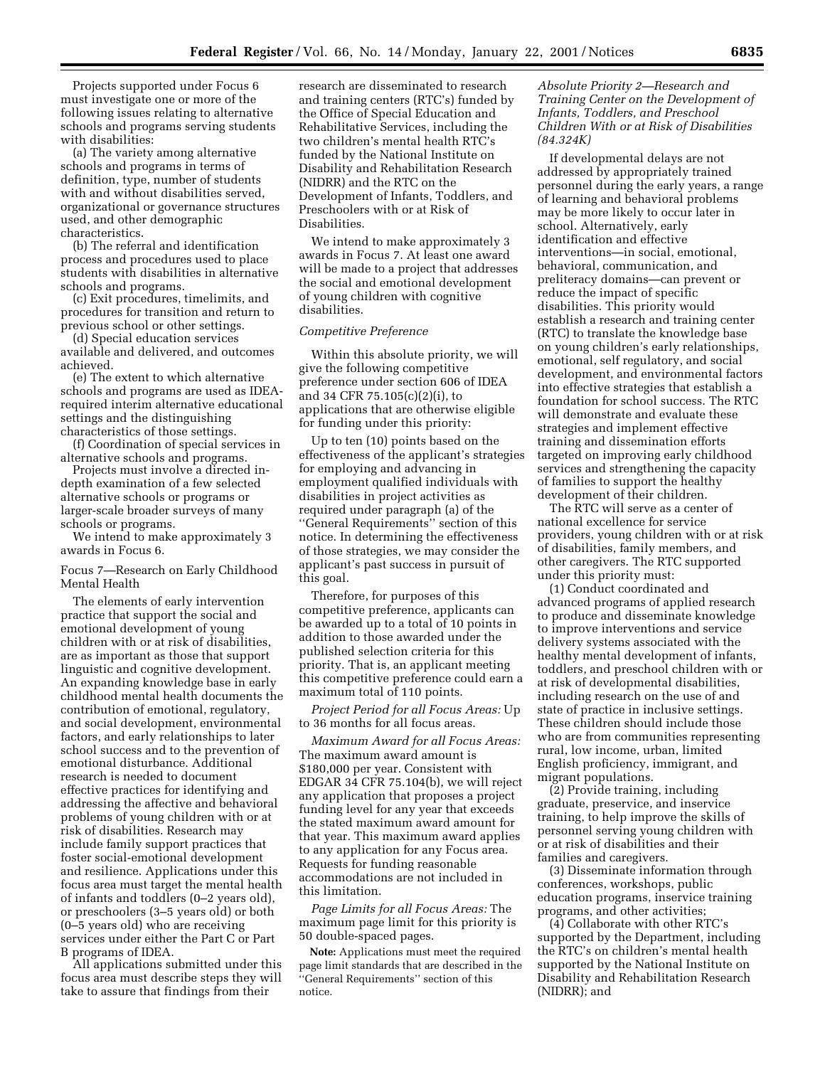Projects supported under Focus 6 must investigate one or more of the following issues relating to alternative schools and programs serving students with disabilities:

(a) The variety among alternative schools and programs in terms of definition, type, number of students with and without disabilities served, organizational or governance structures used, and other demographic characteristics.

(b) The referral and identification process and procedures used to place students with disabilities in alternative schools and programs.

(c) Exit procedures, timelimits, and procedures for transition and return to previous school or other settings.

(d) Special education services available and delivered, and outcomes achieved.

(e) The extent to which alternative schools and programs are used as IDEA-required interim alternative educational settings and the distinguishing characteristics of those settings.

(f) Coordination of special services in alternative schools and programs.

Projects must involve a directed in-depth examination of a few selected alternative schools or programs or larger-scale broader surveys of many schools or programs.

We intend to make approximately 3 awards in Focus 6.

Focus 7—Research on Early Childhood Mental Health

The elements of early intervention practice that support the social and emotional development of young children with or at risk of disabilities, are as important as those that support linguistic and cognitive development. An expanding knowledge base in early childhood mental health documents the contribution of emotional, regulatory, and social development, environmental factors, and early relationships to later school success and to the prevention of emotional disturbance. Additional research is needed to document effective practices for identifying and addressing the affective and behavioral problems of young children with or at risk of disabilities. Research may include family support practices that foster social-emotional development and resilience. Applications under this focus area must target the mental health of infants and toddlers (0–2 years old), or preschoolers (3–5 years old) or both (0–5 years old) who are receiving services under either the Part C or Part B programs of IDEA.

All applications submitted under this focus area must describe steps they will take to assure that findings from their research are disseminated to research and training centers (RTC's) funded by the Office of Special Education and Rehabilitative Services, including the two children's mental health RTC's funded by the National Institute on Disability and Rehabilitation Research (NIDRR) and the RTC on the Development of Infants, Toddlers, and Preschoolers with or at Risk of Disabilities.

We intend to make approximately 3 awards in Focus 7. At least one award will be made to a project that addresses the social and emotional development of young children with cognitive disabilities.

*Competitive Preference*

Within this absolute priority, we will give the following competitive preference under section 606 of IDEA and 34 CFR 75.105(c)(2)(i), to applications that are otherwise eligible for funding under this priority:

Up to ten (10) points based on the effectiveness of the applicant's strategies for employing and advancing in employment qualified individuals with disabilities in project activities as required under paragraph (a) of the ''General Requirements'' section of this notice. In determining the effectiveness of those strategies, we may consider the applicant's past success in pursuit of this goal.

Therefore, for purposes of this competitive preference, applicants can be awarded up to a total of 10 points in addition to those awarded under the published selection criteria for this priority. That is, an applicant meeting this competitive preference could earn a maximum total of 110 points.

*Project Period for all Focus Areas:* Up to 36 months for all focus areas.

*Maximum Award for all Focus Areas:* The maximum award amount is $180,000 per year. Consistent with EDGAR 34 CFR 75.104(b), we will reject any application that proposes a project funding level for any year that exceeds the stated maximum award amount for that year. This maximum award applies to any application for any Focus area. Requests for funding reasonable accommodations are not included in this limitation.

*Page Limits for all Focus Areas:* The maximum page limit for this priority is 50 double-spaced pages.

**Note:** Applications must meet the required page limit standards that are described in the ''General Requirements'' section of this notice.

*Absolute Priority 2—Research and Training Center on the Development of Infants, Toddlers, and Preschool Children With or at Risk of Disabilities (84.324K)*

If developmental delays are not addressed by appropriately trained personnel during the early years, a range of learning and behavioral problems may be more likely to occur later in school. Alternatively, early identification and effective interventions—in social, emotional, behavioral, communication, and preliteracy domains—can prevent or reduce the impact of specific disabilities. This priority would establish a research and training center (RTC) to translate the knowledge base on young children's early relationships, emotional, self regulatory, and social development, and environmental factors into effective strategies that establish a foundation for school success. The RTC will demonstrate and evaluate these strategies and implement effective training and dissemination efforts targeted on improving early childhood services and strengthening the capacity of families to support the healthy development of their children.

The RTC will serve as a center of national excellence for service providers, young children with or at risk of disabilities, family members, and other caregivers. The RTC supported under this priority must:

(1) Conduct coordinated and advanced programs of applied research to produce and disseminate knowledge to improve interventions and service delivery systems associated with the healthy mental development of infants, toddlers, and preschool children with or at risk of developmental disabilities, including research on the use of and state of practice in inclusive settings. These children should include those who are from communities representing rural, low income, urban, limited English proficiency, immigrant, and migrant populations.

(2) Provide training, including graduate, preservice, and inservice training, to help improve the skills of personnel serving young children with or at risk of disabilities and their families and caregivers.

(3) Disseminate information through conferences, workshops, public education programs, inservice training programs, and other activities;

(4) Collaborate with other RTC's supported by the Department, including the RTC's on children's mental health supported by the National Institute on Disability and Rehabilitation Research (NIDRR); and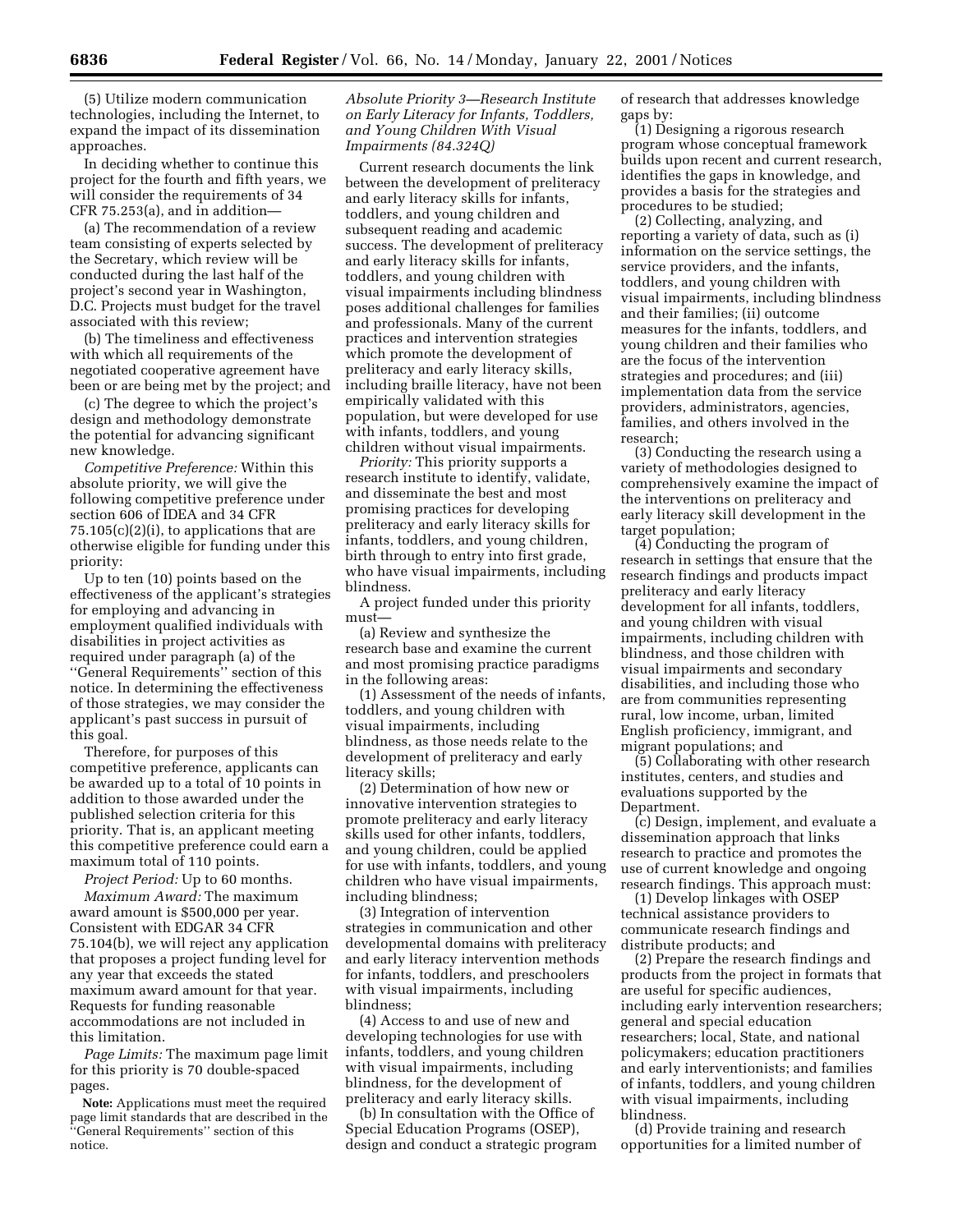(5) Utilize modern communication technologies, including the Internet, to expand the impact of its dissemination approaches.

In deciding whether to continue this project for the fourth and fifth years, we will consider the requirements of 34 CFR 75.253(a), and in addition—

(a) The recommendation of a review team consisting of experts selected by the Secretary, which review will be conducted during the last half of the project's second year in Washington, D.C. Projects must budget for the travel associated with this review;

(b) The timeliness and effectiveness with which all requirements of the negotiated cooperative agreement have been or are being met by the project; and

(c) The degree to which the project's design and methodology demonstrate the potential for advancing significant new knowledge.

*Competitive Preference:* Within this absolute priority, we will give the following competitive preference under section 606 of IDEA and 34 CFR 75.105(c)(2)(i), to applications that are otherwise eligible for funding under this priority:

Up to ten (10) points based on the effectiveness of the applicant's strategies for employing and advancing in employment qualified individuals with disabilities in project activities as required under paragraph (a) of the ''General Requirements'' section of this notice. In determining the effectiveness of those strategies, we may consider the applicant's past success in pursuit of this goal.

Therefore, for purposes of this competitive preference, applicants can be awarded up to a total of 10 points in addition to those awarded under the published selection criteria for this priority. That is, an applicant meeting this competitive preference could earn a maximum total of 110 points.

*Project Period:* Up to 60 months.

*Maximum Award:* The maximum award amount is $500,000 per year. Consistent with EDGAR 34 CFR 75.104(b), we will reject any application that proposes a project funding level for any year that exceeds the stated maximum award amount for that year. Requests for funding reasonable accommodations are not included in this limitation.

*Page Limits:* The maximum page limit for this priority is 70 double-spaced pages.

**Note:** Applications must meet the required page limit standards that are described in the ''General Requirements'' section of this notice.

*Absolute Priority 3—Research Institute on Early Literacy for Infants, Toddlers, and Young Children With Visual Impairments (84.324Q)*

Current research documents the link between the development of preliteracy and early literacy skills for infants, toddlers, and young children and subsequent reading and academic success. The development of preliteracy and early literacy skills for infants, toddlers, and young children with visual impairments including blindness poses additional challenges for families and professionals. Many of the current practices and intervention strategies which promote the development of preliteracy and early literacy skills, including braille literacy, have not been empirically validated with this population, but were developed for use with infants, toddlers, and young children without visual impairments.

*Priority:* This priority supports a research institute to identify, validate, and disseminate the best and most promising practices for developing preliteracy and early literacy skills for infants, toddlers, and young children, birth through to entry into first grade, who have visual impairments, including blindness.

A project funded under this priority must—

(a) Review and synthesize the research base and examine the current and most promising practice paradigms in the following areas:

(1) Assessment of the needs of infants, toddlers, and young children with visual impairments, including blindness, as those needs relate to the development of preliteracy and early literacy skills;

(2) Determination of how new or innovative intervention strategies to promote preliteracy and early literacy skills used for other infants, toddlers, and young children, could be applied for use with infants, toddlers, and young children who have visual impairments, including blindness;

(3) Integration of intervention strategies in communication and other developmental domains with preliteracy and early literacy intervention methods for infants, toddlers, and preschoolers with visual impairments, including blindness;

(4) Access to and use of new and developing technologies for use with infants, toddlers, and young children with visual impairments, including blindness, for the development of preliteracy and early literacy skills.

(b) In consultation with the Office of Special Education Programs (OSEP), design and conduct a strategic program of research that addresses knowledge gaps by:

(1) Designing a rigorous research program whose conceptual framework builds upon recent and current research, identifies the gaps in knowledge, and provides a basis for the strategies and procedures to be studied;

(2) Collecting, analyzing, and reporting a variety of data, such as (i) information on the service settings, the service providers, and the infants, toddlers, and young children with visual impairments, including blindness and their families; (ii) outcome measures for the infants, toddlers, and young children and their families who are the focus of the intervention strategies and procedures; and (iii) implementation data from the service providers, administrators, agencies, families, and others involved in the research;

(3) Conducting the research using a variety of methodologies designed to comprehensively examine the impact of the interventions on preliteracy and early literacy skill development in the target population;

(4) Conducting the program of research in settings that ensure that the research findings and products impact preliteracy and early literacy development for all infants, toddlers, and young children with visual impairments, including children with blindness, and those children with visual impairments and secondary disabilities, and including those who are from communities representing rural, low income, urban, limited English proficiency, immigrant, and migrant populations; and

(5) Collaborating with other research institutes, centers, and studies and evaluations supported by the Department.

(c) Design, implement, and evaluate a dissemination approach that links research to practice and promotes the use of current knowledge and ongoing research findings. This approach must:

(1) Develop linkages with OSEP technical assistance providers to communicate research findings and distribute products; and

(2) Prepare the research findings and products from the project in formats that are useful for specific audiences, including early intervention researchers; general and special education researchers; local, State, and national policymakers; education practitioners and early interventionists; and families of infants, toddlers, and young children with visual impairments, including blindness.

(d) Provide training and research opportunities for a limited number of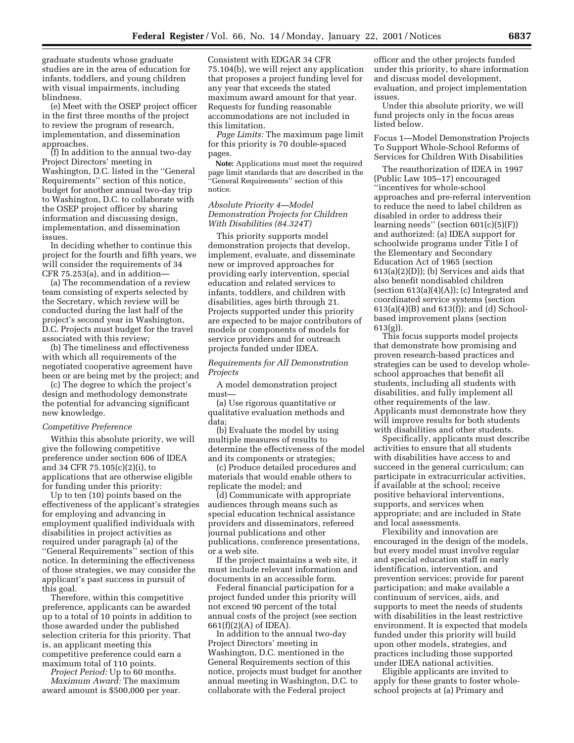graduate students whose graduate studies are in the area of education for infants, toddlers, and young children with visual impairments, including blindness.

(e) Meet with the OSEP project officer in the first three months of the project to review the program of research, implementation, and dissemination approaches.

(f) In addition to the annual two-day Project Directors' meeting in Washington, D.C. listed in the ''General Requirements'' section of this notice, budget for another annual two-day trip to Washington, D.C. to collaborate with the OSEP project officer by sharing information and discussing design, implementation, and dissemination issues.

In deciding whether to continue this project for the fourth and fifth years, we will consider the requirements of 34 CFR 75.253(a), and in addition—

(a) The recommendation of a review team consisting of experts selected by the Secretary, which review will be conducted during the last half of the project's second year in Washington, D.C. Projects must budget for the travel associated with this review;

(b) The timeliness and effectiveness with which all requirements of the negotiated cooperative agreement have been or are being met by the project; and

(c) The degree to which the project's design and methodology demonstrate the potential for advancing significant new knowledge.

*Competitive Preference*

Within this absolute priority, we will give the following competitive preference under section 606 of IDEA and 34 CFR 75.105(c)(2)(i), to applications that are otherwise eligible for funding under this priority:

Up to ten (10) points based on the effectiveness of the applicant's strategies for employing and advancing in employment qualified individuals with disabilities in project activities as required under paragraph (a) of the ''General Requirements'' section of this notice. In determining the effectiveness of those strategies, we may consider the applicant's past success in pursuit of this goal.

Therefore, within this competitive preference, applicants can be awarded up to a total of 10 points in addition to those awarded under the published selection criteria for this priority. That is, an applicant meeting this competitive preference could earn a maximum total of 110 points.

*Project Period:* Up to 60 months.

*Maximum Award:* The maximum award amount is $500,000 per year. Consistent with EDGAR 34 CFR 75.104(b), we will reject any application that proposes a project funding level for any year that exceeds the stated maximum award amount for that year. Requests for funding reasonable accommodations are not included in this limitation.

*Page Limits:* The maximum page limit for this priority is 70 double-spaced pages.

**Note:** Applications must meet the required page limit standards that are described in the ''General Requirements'' section of this notice.

*Absolute Priority 4—Model Demonstration Projects for Children With Disabilities (84.324T)*

This priority supports model demonstration projects that develop, implement, evaluate, and disseminate new or improved approaches for providing early intervention, special education and related services to infants, toddlers, and children with disabilities, ages birth through 21. Projects supported under this priority are expected to be major contributors of models or components of models for service providers and for outreach projects funded under IDEA.

*Requirements for All Demonstration Projects*

A model demonstration project must—

(a) Use rigorous quantitative or qualitative evaluation methods and data;

(b) Evaluate the model by using multiple measures of results to determine the effectiveness of the model and its components or strategies;

(c) Produce detailed procedures and materials that would enable others to replicate the model; and

(d) Communicate with appropriate audiences through means such as special education technical assistance providers and disseminators, refereed journal publications and other publications, conference presentations, or a web site.

If the project maintains a web site, it must include relevant information and documents in an accessible form.

Federal financial participation for a project funded under this priority will not exceed 90 percent of the total annual costs of the project (see section 661(f)(2)(A) of IDEA).

In addition to the annual two-day Project Directors' meeting in Washington, D.C. mentioned in the General Requirements section of this notice, projects must budget for another annual meeting in Washington, D.C. to collaborate with the Federal project officer and the other projects funded under this priority, to share information and discuss model development, evaluation, and project implementation issues.

Under this absolute priority, we will fund projects only in the focus areas listed below.

Focus 1—Model Demonstration Projects To Support Whole-School Reforms of Services for Children With Disabilities

The reauthorization of IDEA in 1997 (Public Law 105–17) encouraged ''incentives for whole-school approaches and pre-referral intervention to reduce the need to label children as disabled in order to address their learning needs'' (section 601(c)(5)(F)) and authorized: (a) IDEA support for schoolwide programs under Title I of the Elementary and Secondary Education Act of 1965 (section 613(a)(2)(D)); (b) Services and aids that also benefit nondisabled children (section 613(a)(4)(A)); (c) Integrated and coordinated service systems (section 613(a)(4)(B) and 613(f)); and (d) School-based improvement plans (section 613(g)).

This focus supports model projects that demonstrate how promising and proven research-based practices and strategies can be used to develop whole-school approaches that benefit all students, including all students with disabilities, and fully implement all other requirements of the law. Applicants must demonstrate how they will improve results for both students with disabilities and other students.

Specifically, applicants must describe activities to ensure that all students with disabilities have access to and succeed in the general curriculum; can participate in extracurricular activities, if available at the school; receive positive behavioral interventions, supports, and services when appropriate; and are included in State and local assessments.

Flexibility and innovation are encouraged in the design of the models, but every model must involve regular and special education staff in early identification, intervention, and prevention services; provide for parent participation; and make available a continuum of services, aids, and supports to meet the needs of students with disabilities in the least restrictive environment. It is expected that models funded under this priority will build upon other models, strategies, and practices including those supported under IDEA national activities.

Eligible applicants are invited to apply for these grants to foster whole-school projects at (a) Primary and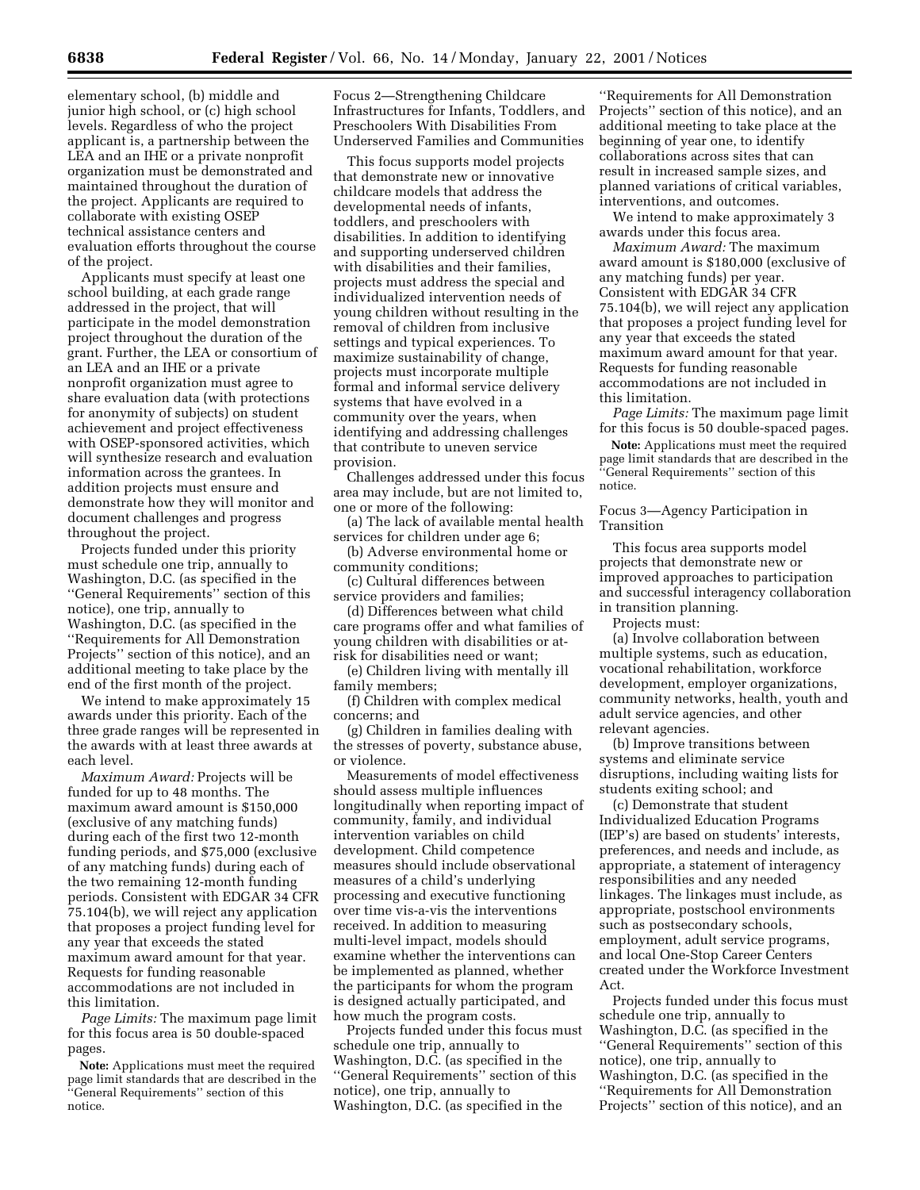elementary school, (b) middle and junior high school, or (c) high school levels. Regardless of who the project applicant is, a partnership between the LEA and an IHE or a private nonprofit organization must be demonstrated and maintained throughout the duration of the project. Applicants are required to collaborate with existing OSEP technical assistance centers and evaluation efforts throughout the course of the project.

Applicants must specify at least one school building, at each grade range addressed in the project, that will participate in the model demonstration project throughout the duration of the grant. Further, the LEA or consortium of an LEA and an IHE or a private nonprofit organization must agree to share evaluation data (with protections for anonymity of subjects) on student achievement and project effectiveness with OSEP-sponsored activities, which will synthesize research and evaluation information across the grantees. In addition projects must ensure and demonstrate how they will monitor and document challenges and progress throughout the project.

Projects funded under this priority must schedule one trip, annually to Washington, D.C. (as specified in the ''General Requirements'' section of this notice), one trip, annually to Washington, D.C. (as specified in the ''Requirements for All Demonstration Projects'' section of this notice), and an additional meeting to take place by the end of the first month of the project.

We intend to make approximately 15 awards under this priority. Each of the three grade ranges will be represented in the awards with at least three awards at each level.

*Maximum Award:* Projects will be funded for up to 48 months. The maximum award amount is $150,000 (exclusive of any matching funds) during each of the first two 12-month funding periods, and $75,000 (exclusive of any matching funds) during each of the two remaining 12-month funding periods. Consistent with EDGAR 34 CFR 75.104(b), we will reject any application that proposes a project funding level for any year that exceeds the stated maximum award amount for that year. Requests for funding reasonable accommodations are not included in this limitation.

*Page Limits:* The maximum page limit for this focus area is 50 double-spaced pages.

**Note:** Applications must meet the required page limit standards that are described in the ''General Requirements'' section of this notice.

Focus 2—Strengthening Childcare Infrastructures for Infants, Toddlers, and Preschoolers With Disabilities From Underserved Families and Communities

This focus supports model projects that demonstrate new or innovative childcare models that address the developmental needs of infants, toddlers, and preschoolers with disabilities. In addition to identifying and supporting underserved children with disabilities and their families, projects must address the special and individualized intervention needs of young children without resulting in the removal of children from inclusive settings and typical experiences. To maximize sustainability of change, projects must incorporate multiple formal and informal service delivery systems that have evolved in a community over the years, when identifying and addressing challenges that contribute to uneven service provision.

Challenges addressed under this focus area may include, but are not limited to, one or more of the following:

(a) The lack of available mental health services for children under age 6;

(b) Adverse environmental home or community conditions;

(c) Cultural differences between service providers and families;

(d) Differences between what child care programs offer and what families of young children with disabilities or at-risk for disabilities need or want;

(e) Children living with mentally ill family members;

(f) Children with complex medical concerns; and

(g) Children in families dealing with the stresses of poverty, substance abuse, or violence.

Measurements of model effectiveness should assess multiple influences longitudinally when reporting impact of community, family, and individual intervention variables on child development. Child competence measures should include observational measures of a child's underlying processing and executive functioning over time vis-a-vis the interventions received. In addition to measuring multi-level impact, models should examine whether the interventions can be implemented as planned, whether the participants for whom the program is designed actually participated, and how much the program costs.

Projects funded under this focus must schedule one trip, annually to Washington, D.C. (as specified in the ''General Requirements'' section of this notice), one trip, annually to Washington, D.C. (as specified in the ''Requirements for All Demonstration Projects'' section of this notice), and an additional meeting to take place at the beginning of year one, to identify collaborations across sites that can result in increased sample sizes, and planned variations of critical variables, interventions, and outcomes.

We intend to make approximately 3 awards under this focus area.

*Maximum Award:* The maximum award amount is $180,000 (exclusive of any matching funds) per year. Consistent with EDGAR 34 CFR 75.104(b), we will reject any application that proposes a project funding level for any year that exceeds the stated maximum award amount for that year. Requests for funding reasonable accommodations are not included in this limitation.

*Page Limits:* The maximum page limit for this focus is 50 double-spaced pages.

**Note:** Applications must meet the required page limit standards that are described in the ''General Requirements'' section of this notice.

Focus 3—Agency Participation in Transition

This focus area supports model projects that demonstrate new or improved approaches to participation and successful interagency collaboration in transition planning.

Projects must:

(a) Involve collaboration between multiple systems, such as education, vocational rehabilitation, workforce development, employer organizations, community networks, health, youth and adult service agencies, and other relevant agencies.

(b) Improve transitions between systems and eliminate service disruptions, including waiting lists for students exiting school; and

(c) Demonstrate that student Individualized Education Programs (IEP's) are based on students' interests, preferences, and needs and include, as appropriate, a statement of interagency responsibilities and any needed linkages. The linkages must include, as appropriate, postschool environments such as postsecondary schools, employment, adult service programs, and local One-Stop Career Centers created under the Workforce Investment Act.

Projects funded under this focus must schedule one trip, annually to Washington, D.C. (as specified in the ''General Requirements'' section of this notice), one trip, annually to Washington, D.C. (as specified in the ''Requirements for All Demonstration Projects'' section of this notice), and an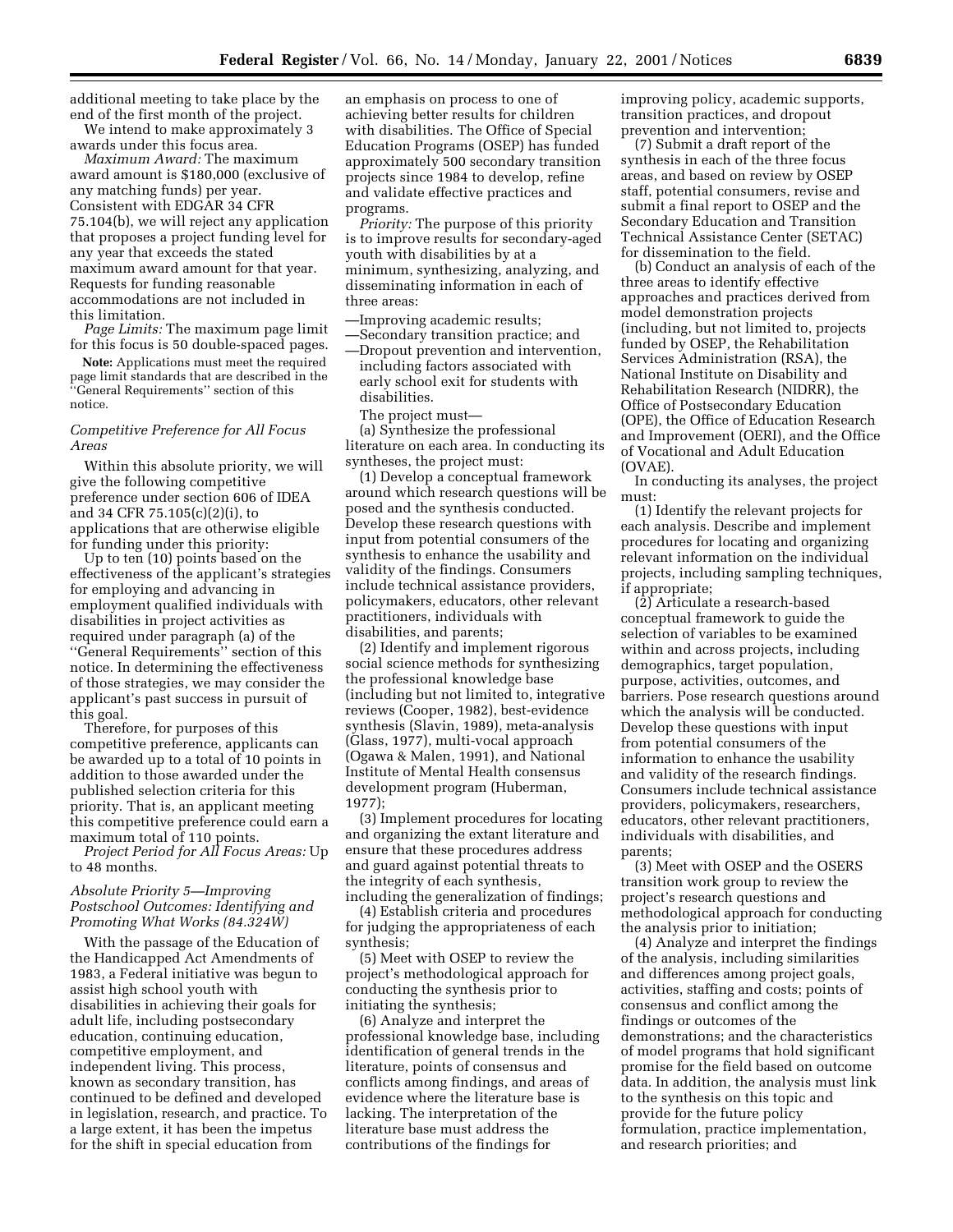additional meeting to take place by the end of the first month of the project.

We intend to make approximately 3 awards under this focus area.

*Maximum Award:* The maximum award amount is $180,000 (exclusive of any matching funds) per year. Consistent with EDGAR 34 CFR 75.104(b), we will reject any application that proposes a project funding level for any year that exceeds the stated maximum award amount for that year. Requests for funding reasonable accommodations are not included in this limitation.

*Page Limits:* The maximum page limit for this focus is 50 double-spaced pages.

**Note:** Applications must meet the required page limit standards that are described in the ''General Requirements'' section of this notice.

### *Competitive Preference for All Focus Areas*

Within this absolute priority, we will give the following competitive preference under section 606 of IDEA and 34 CFR 75.105(c)(2)(i), to applications that are otherwise eligible for funding under this priority:

Up to ten (10) points based on the effectiveness of the applicant's strategies for employing and advancing in employment qualified individuals with disabilities in project activities as required under paragraph (a) of the ''General Requirements'' section of this notice. In determining the effectiveness of those strategies, we may consider the applicant's past success in pursuit of this goal.

Therefore, for purposes of this competitive preference, applicants can be awarded up to a total of 10 points in addition to those awarded under the published selection criteria for this priority. That is, an applicant meeting this competitive preference could earn a maximum total of 110 points.

*Project Period for All Focus Areas:* Up to 48 months.

### *Absolute Priority 5—Improving Postschool Outcomes: Identifying and Promoting What Works (84.324W)*

With the passage of the Education of the Handicapped Act Amendments of 1983, a Federal initiative was begun to assist high school youth with disabilities in achieving their goals for adult life, including postsecondary education, continuing education, competitive employment, and independent living. This process, known as secondary transition, has continued to be defined and developed in legislation, research, and practice. To a large extent, it has been the impetus for the shift in special education from an emphasis on process to one of achieving better results for children with disabilities. The Office of Special Education Programs (OSEP) has funded approximately 500 secondary transition projects since 1984 to develop, refine and validate effective practices and programs.

*Priority:* The purpose of this priority is to improve results for secondary-aged youth with disabilities by at a minimum, synthesizing, analyzing, and disseminating information in each of three areas:

—Improving academic results;
—Secondary transition practice; and
—Dropout prevention and intervention, including factors associated with early school exit for students with disabilities.

The project must—

(a) Synthesize the professional literature on each area. In conducting its syntheses, the project must:

(1) Develop a conceptual framework around which research questions will be posed and the synthesis conducted. Develop these research questions with input from potential consumers of the synthesis to enhance the usability and validity of the findings. Consumers include technical assistance providers, policymakers, educators, other relevant practitioners, individuals with disabilities, and parents;

(2) Identify and implement rigorous social science methods for synthesizing the professional knowledge base (including but not limited to, integrative reviews (Cooper, 1982), best-evidence synthesis (Slavin, 1989), meta-analysis (Glass, 1977), multi-vocal approach (Ogawa & Malen, 1991), and National Institute of Mental Health consensus development program (Huberman, 1977);

(3) Implement procedures for locating and organizing the extant literature and ensure that these procedures address and guard against potential threats to the integrity of each synthesis, including the generalization of findings;

(4) Establish criteria and procedures for judging the appropriateness of each synthesis;

(5) Meet with OSEP to review the project's methodological approach for conducting the synthesis prior to initiating the synthesis;

(6) Analyze and interpret the professional knowledge base, including identification of general trends in the literature, points of consensus and conflicts among findings, and areas of evidence where the literature base is lacking. The interpretation of the literature base must address the contributions of the findings for improving policy, academic supports, transition practices, and dropout prevention and intervention;

(7) Submit a draft report of the synthesis in each of the three focus areas, and based on review by OSEP staff, potential consumers, revise and submit a final report to OSEP and the Secondary Education and Transition Technical Assistance Center (SETAC) for dissemination to the field.

(b) Conduct an analysis of each of the three areas to identify effective approaches and practices derived from model demonstration projects (including, but not limited to, projects funded by OSEP, the Rehabilitation Services Administration (RSA), the National Institute on Disability and Rehabilitation Research (NIDRR), the Office of Postsecondary Education (OPE), the Office of Education Research and Improvement (OERI), and the Office of Vocational and Adult Education (OVAE).

In conducting its analyses, the project must:

(1) Identify the relevant projects for each analysis. Describe and implement procedures for locating and organizing relevant information on the individual projects, including sampling techniques, if appropriate;

(2) Articulate a research-based conceptual framework to guide the selection of variables to be examined within and across projects, including demographics, target population, purpose, activities, outcomes, and barriers. Pose research questions around which the analysis will be conducted. Develop these questions with input from potential consumers of the information to enhance the usability and validity of the research findings. Consumers include technical assistance providers, policymakers, researchers, educators, other relevant practitioners, individuals with disabilities, and parents;

(3) Meet with OSEP and the OSERS transition work group to review the project's research questions and methodological approach for conducting the analysis prior to initiation;

(4) Analyze and interpret the findings of the analysis, including similarities and differences among project goals, activities, staffing and costs; points of consensus and conflict among the findings or outcomes of the demonstrations; and the characteristics of model programs that hold significant promise for the field based on outcome data. In addition, the analysis must link to the synthesis on this topic and provide for the future policy formulation, practice implementation, and research priorities; and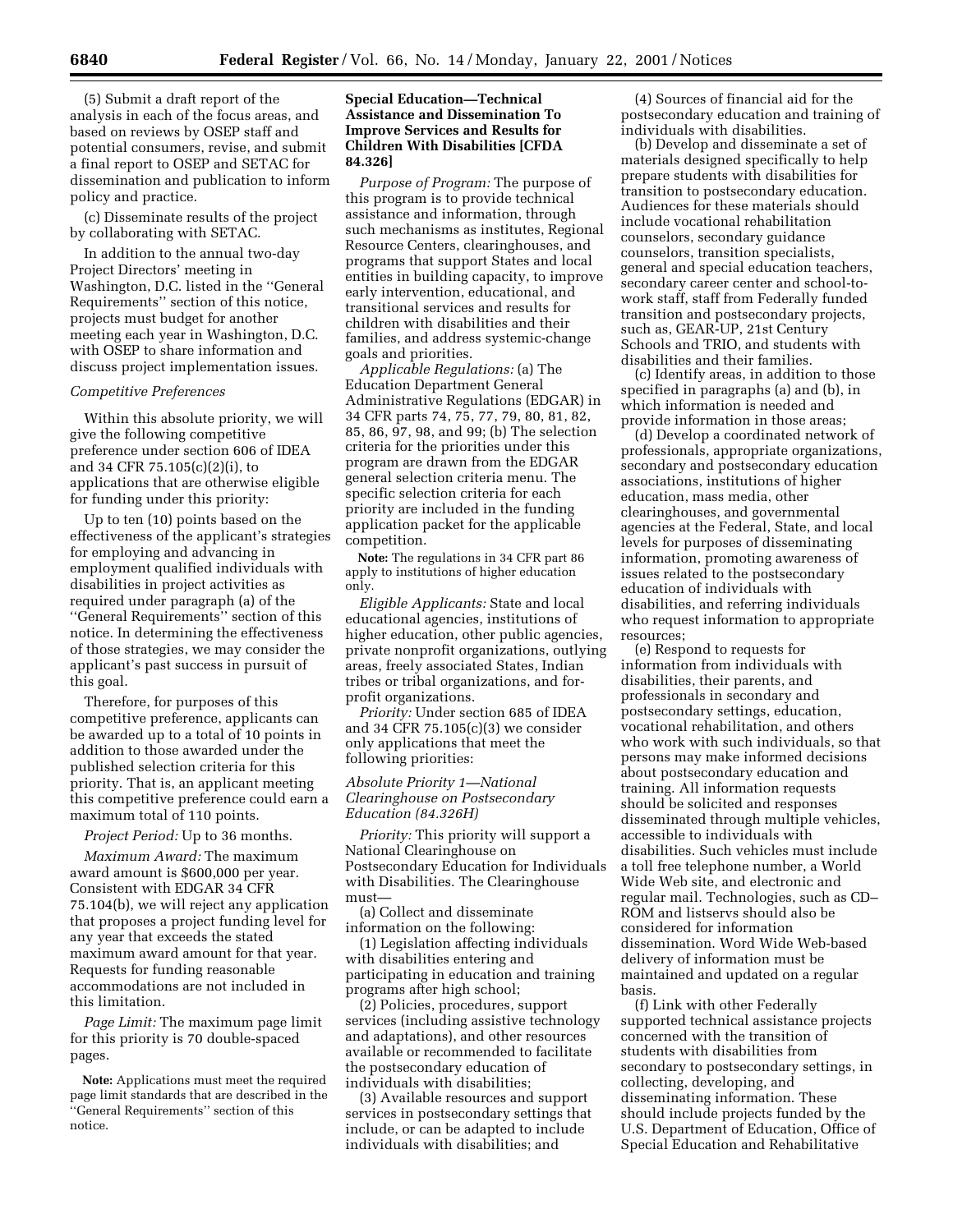(5) Submit a draft report of the analysis in each of the focus areas, and based on reviews by OSEP staff and potential consumers, revise, and submit a final report to OSEP and SETAC for dissemination and publication to inform policy and practice.

(c) Disseminate results of the project by collaborating with SETAC.

In addition to the annual two-day Project Directors' meeting in Washington, D.C. listed in the ''General Requirements'' section of this notice, projects must budget for another meeting each year in Washington, D.C. with OSEP to share information and discuss project implementation issues.

*Competitive Preferences*

Within this absolute priority, we will give the following competitive preference under section 606 of IDEA and 34 CFR 75.105(c)(2)(i), to applications that are otherwise eligible for funding under this priority:

Up to ten (10) points based on the effectiveness of the applicant's strategies for employing and advancing in employment qualified individuals with disabilities in project activities as required under paragraph (a) of the ''General Requirements'' section of this notice. In determining the effectiveness of those strategies, we may consider the applicant's past success in pursuit of this goal.

Therefore, for purposes of this competitive preference, applicants can be awarded up to a total of 10 points in addition to those awarded under the published selection criteria for this priority. That is, an applicant meeting this competitive preference could earn a maximum total of 110 points.

*Project Period:* Up to 36 months.

*Maximum Award:* The maximum award amount is $600,000 per year. Consistent with EDGAR 34 CFR 75.104(b), we will reject any application that proposes a project funding level for any year that exceeds the stated maximum award amount for that year. Requests for funding reasonable accommodations are not included in this limitation.

*Page Limit:* The maximum page limit for this priority is 70 double-spaced pages.

**Note:** Applications must meet the required page limit standards that are described in the ''General Requirements'' section of this notice.

**Special Education—Technical Assistance and Dissemination To Improve Services and Results for Children With Disabilities [CFDA 84.326]**

*Purpose of Program:* The purpose of this program is to provide technical assistance and information, through such mechanisms as institutes, Regional Resource Centers, clearinghouses, and programs that support States and local entities in building capacity, to improve early intervention, educational, and transitional services and results for children with disabilities and their families, and address systemic-change goals and priorities.

*Applicable Regulations:* (a) The Education Department General Administrative Regulations (EDGAR) in 34 CFR parts 74, 75, 77, 79, 80, 81, 82, 85, 86, 97, 98, and 99; (b) The selection criteria for the priorities under this program are drawn from the EDGAR general selection criteria menu. The specific selection criteria for each priority are included in the funding application packet for the applicable competition.

**Note:** The regulations in 34 CFR part 86 apply to institutions of higher education only.

*Eligible Applicants:* State and local educational agencies, institutions of higher education, other public agencies, private nonprofit organizations, outlying areas, freely associated States, Indian tribes or tribal organizations, and for-profit organizations.

*Priority:* Under section 685 of IDEA and 34 CFR 75.105(c)(3) we consider only applications that meet the following priorities:

*Absolute Priority 1—National Clearinghouse on Postsecondary Education (84.326H)*

*Priority:* This priority will support a National Clearinghouse on Postsecondary Education for Individuals with Disabilities. The Clearinghouse must—

(a) Collect and disseminate information on the following:

(1) Legislation affecting individuals with disabilities entering and participating in education and training programs after high school;

(2) Policies, procedures, support services (including assistive technology and adaptations), and other resources available or recommended to facilitate the postsecondary education of individuals with disabilities;

(3) Available resources and support services in postsecondary settings that include, or can be adapted to include individuals with disabilities; and

(4) Sources of financial aid for the postsecondary education and training of individuals with disabilities.

(b) Develop and disseminate a set of materials designed specifically to help prepare students with disabilities for transition to postsecondary education. Audiences for these materials should include vocational rehabilitation counselors, secondary guidance counselors, transition specialists, general and special education teachers, secondary career center and school-to-work staff, staff from Federally funded transition and postsecondary projects, such as, GEAR-UP, 21st Century Schools and TRIO, and students with disabilities and their families.

(c) Identify areas, in addition to those specified in paragraphs (a) and (b), in which information is needed and provide information in those areas;

(d) Develop a coordinated network of professionals, appropriate organizations, secondary and postsecondary education associations, institutions of higher education, mass media, other clearinghouses, and governmental agencies at the Federal, State, and local levels for purposes of disseminating information, promoting awareness of issues related to the postsecondary education of individuals with disabilities, and referring individuals who request information to appropriate resources;

(e) Respond to requests for information from individuals with disabilities, their parents, and professionals in secondary and postsecondary settings, education, vocational rehabilitation, and others who work with such individuals, so that persons may make informed decisions about postsecondary education and training. All information requests should be solicited and responses disseminated through multiple vehicles, accessible to individuals with disabilities. Such vehicles must include a toll free telephone number, a World Wide Web site, and electronic and regular mail. Technologies, such as CD–ROM and listservs should also be considered for information dissemination. Word Wide Web-based delivery of information must be maintained and updated on a regular basis.

(f) Link with other Federally supported technical assistance projects concerned with the transition of students with disabilities from secondary to postsecondary settings, in collecting, developing, and disseminating information. These should include projects funded by the U.S. Department of Education, Office of Special Education and Rehabilitative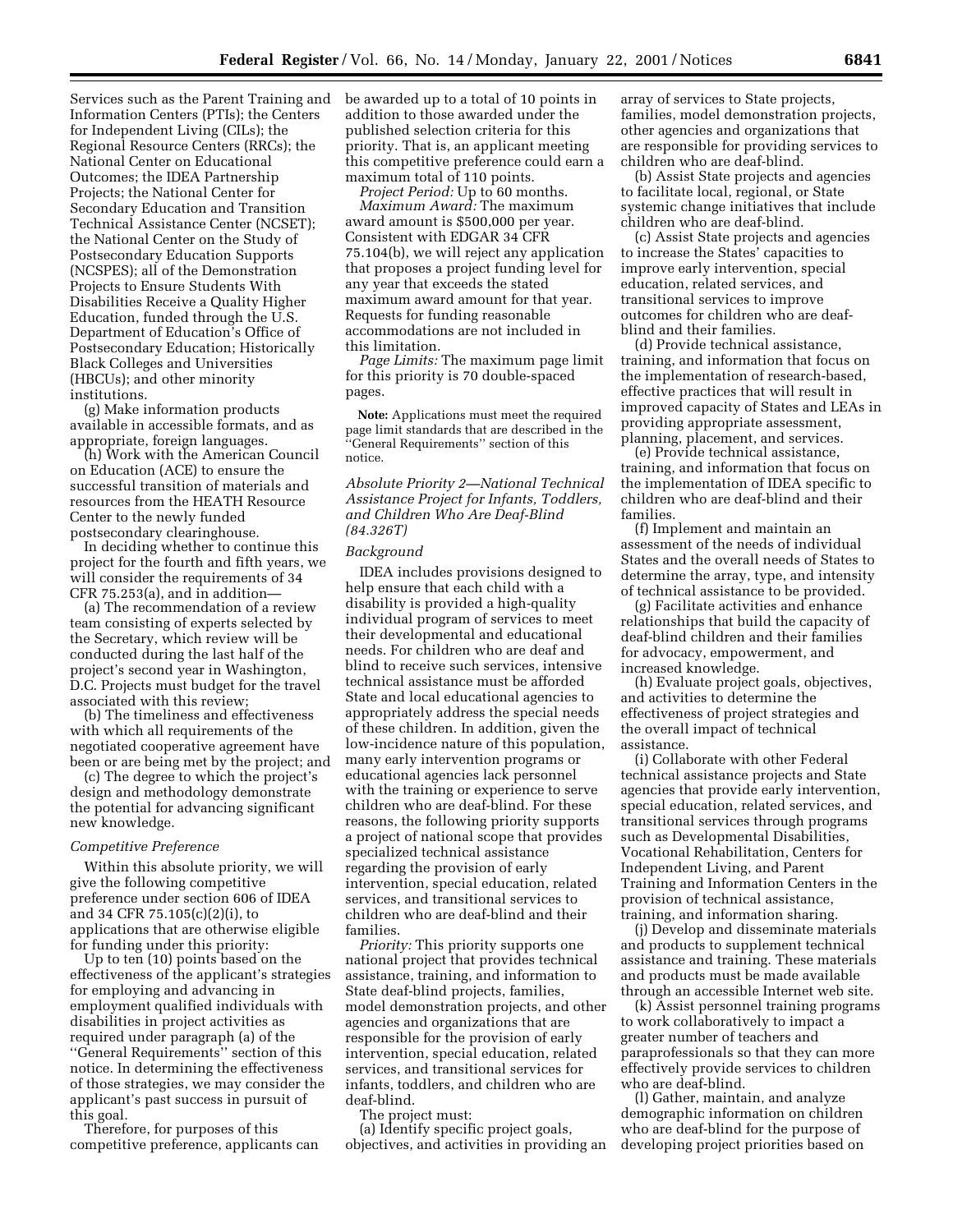Services such as the Parent Training and Information Centers (PTIs); the Centers for Independent Living (CILs); the Regional Resource Centers (RRCs); the National Center on Educational Outcomes; the IDEA Partnership Projects; the National Center for Secondary Education and Transition Technical Assistance Center (NCSET); the National Center on the Study of Postsecondary Education Supports (NCSPES); all of the Demonstration Projects to Ensure Students With Disabilities Receive a Quality Higher Education, funded through the U.S. Department of Education's Office of Postsecondary Education; Historically Black Colleges and Universities (HBCUs); and other minority institutions.

(g) Make information products available in accessible formats, and as appropriate, foreign languages.

(h) Work with the American Council on Education (ACE) to ensure the successful transition of materials and resources from the HEATH Resource Center to the newly funded postsecondary clearinghouse.

In deciding whether to continue this project for the fourth and fifth years, we will consider the requirements of 34 CFR 75.253(a), and in addition—

(a) The recommendation of a review team consisting of experts selected by the Secretary, which review will be conducted during the last half of the project's second year in Washington, D.C. Projects must budget for the travel associated with this review;

(b) The timeliness and effectiveness with which all requirements of the negotiated cooperative agreement have been or are being met by the project; and

(c) The degree to which the project's design and methodology demonstrate the potential for advancing significant new knowledge.

*Competitive Preference*

Within this absolute priority, we will give the following competitive preference under section 606 of IDEA and 34 CFR 75.105(c)(2)(i), to applications that are otherwise eligible for funding under this priority:

Up to ten (10) points based on the effectiveness of the applicant's strategies for employing and advancing in employment qualified individuals with disabilities in project activities as required under paragraph (a) of the ''General Requirements'' section of this notice. In determining the effectiveness of those strategies, we may consider the applicant's past success in pursuit of this goal.

Therefore, for purposes of this competitive preference, applicants can be awarded up to a total of 10 points in addition to those awarded under the published selection criteria for this priority. That is, an applicant meeting this competitive preference could earn a maximum total of 110 points.

*Project Period:* Up to 60 months.

*Maximum Award:* The maximum award amount is $500,000 per year. Consistent with EDGAR 34 CFR 75.104(b), we will reject any application that proposes a project funding level for any year that exceeds the stated maximum award amount for that year. Requests for funding reasonable accommodations are not included in this limitation.

*Page Limits:* The maximum page limit for this priority is 70 double-spaced pages.

**Note:** Applications must meet the required page limit standards that are described in the ''General Requirements'' section of this notice.

*Absolute Priority 2—National Technical Assistance Project for Infants, Toddlers, and Children Who Are Deaf-Blind (84.326T)*

*Background*

IDEA includes provisions designed to help ensure that each child with a disability is provided a high-quality individual program of services to meet their developmental and educational needs. For children who are deaf and blind to receive such services, intensive technical assistance must be afforded State and local educational agencies to appropriately address the special needs of these children. In addition, given the low-incidence nature of this population, many early intervention programs or educational agencies lack personnel with the training or experience to serve children who are deaf-blind. For these reasons, the following priority supports a project of national scope that provides specialized technical assistance regarding the provision of early intervention, special education, related services, and transitional services to children who are deaf-blind and their families.

*Priority:* This priority supports one national project that provides technical assistance, training, and information to State deaf-blind projects, families, model demonstration projects, and other agencies and organizations that are responsible for the provision of early intervention, special education, related services, and transitional services for infants, toddlers, and children who are deaf-blind.

The project must:

(a) Identify specific project goals, objectives, and activities in providing an array of services to State projects, families, model demonstration projects, other agencies and organizations that are responsible for providing services to children who are deaf-blind.

(b) Assist State projects and agencies to facilitate local, regional, or State systemic change initiatives that include children who are deaf-blind.

(c) Assist State projects and agencies to increase the States' capacities to improve early intervention, special education, related services, and transitional services to improve outcomes for children who are deaf-blind and their families.

(d) Provide technical assistance, training, and information that focus on the implementation of research-based, effective practices that will result in improved capacity of States and LEAs in providing appropriate assessment, planning, placement, and services.

(e) Provide technical assistance, training, and information that focus on the implementation of IDEA specific to children who are deaf-blind and their families.

(f) Implement and maintain an assessment of the needs of individual States and the overall needs of States to determine the array, type, and intensity of technical assistance to be provided.

(g) Facilitate activities and enhance relationships that build the capacity of deaf-blind children and their families for advocacy, empowerment, and increased knowledge.

(h) Evaluate project goals, objectives, and activities to determine the effectiveness of project strategies and the overall impact of technical assistance.

(i) Collaborate with other Federal technical assistance projects and State agencies that provide early intervention, special education, related services, and transitional services through programs such as Developmental Disabilities, Vocational Rehabilitation, Centers for Independent Living, and Parent Training and Information Centers in the provision of technical assistance, training, and information sharing.

(j) Develop and disseminate materials and products to supplement technical assistance and training. These materials and products must be made available through an accessible Internet web site.

(k) Assist personnel training programs to work collaboratively to impact a greater number of teachers and paraprofessionals so that they can more effectively provide services to children who are deaf-blind.

(l) Gather, maintain, and analyze demographic information on children who are deaf-blind for the purpose of developing project priorities based on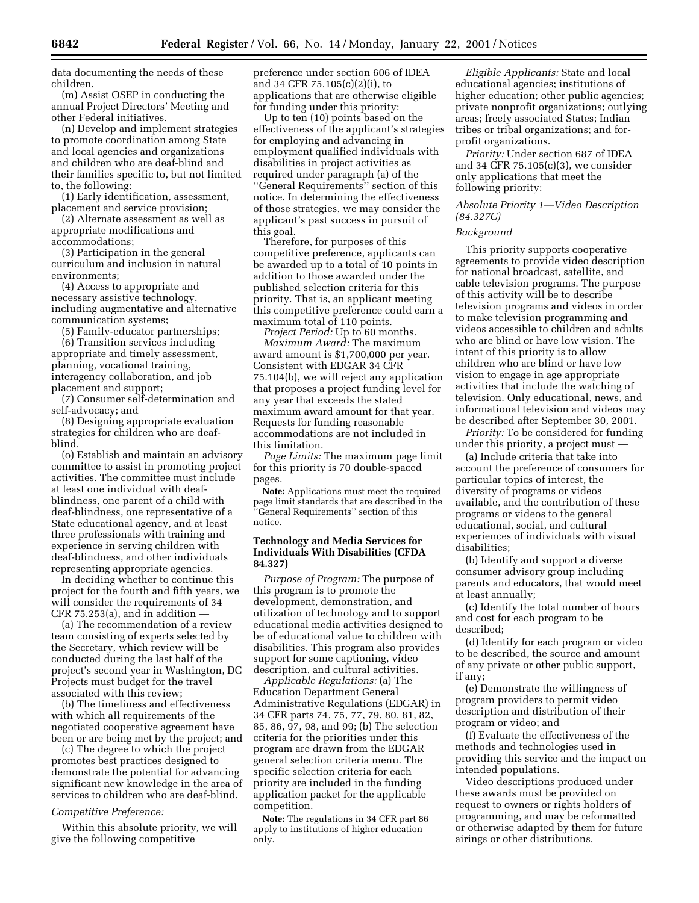data documenting the needs of these children.

(m) Assist OSEP in conducting the annual Project Directors' Meeting and other Federal initiatives.

(n) Develop and implement strategies to promote coordination among State and local agencies and organizations and children who are deaf-blind and their families specific to, but not limited to, the following:

(1) Early identification, assessment, placement and service provision;

(2) Alternate assessment as well as appropriate modifications and accommodations;

(3) Participation in the general curriculum and inclusion in natural environments;

(4) Access to appropriate and necessary assistive technology, including augmentative and alternative communication systems;

(5) Family-educator partnerships;

(6) Transition services including appropriate and timely assessment, planning, vocational training, interagency collaboration, and job placement and support;

(7) Consumer self-determination and self-advocacy; and

(8) Designing appropriate evaluation strategies for children who are deaf-blind.

(o) Establish and maintain an advisory committee to assist in promoting project activities. The committee must include at least one individual with deaf-blindness, one parent of a child with deaf-blindness, one representative of a State educational agency, and at least three professionals with training and experience in serving children with deaf-blindness, and other individuals representing appropriate agencies.

In deciding whether to continue this project for the fourth and fifth years, we will consider the requirements of 34 CFR 75.253(a), and in addition —

(a) The recommendation of a review team consisting of experts selected by the Secretary, which review will be conducted during the last half of the project's second year in Washington, DC Projects must budget for the travel associated with this review;

(b) The timeliness and effectiveness with which all requirements of the negotiated cooperative agreement have been or are being met by the project; and

(c) The degree to which the project promotes best practices designed to demonstrate the potential for advancing significant new knowledge in the area of services to children who are deaf-blind.

*Competitive Preference:*

Within this absolute priority, we will give the following competitive preference under section 606 of IDEA and 34 CFR 75.105(c)(2)(i), to applications that are otherwise eligible for funding under this priority:

Up to ten (10) points based on the effectiveness of the applicant's strategies for employing and advancing in employment qualified individuals with disabilities in project activities as required under paragraph (a) of the "General Requirements" section of this notice. In determining the effectiveness of those strategies, we may consider the applicant's past success in pursuit of this goal.

Therefore, for purposes of this competitive preference, applicants can be awarded up to a total of 10 points in addition to those awarded under the published selection criteria for this priority. That is, an applicant meeting this competitive preference could earn a maximum total of 110 points.

*Project Period:* Up to 60 months.

*Maximum Award:* The maximum award amount is $1,700,000 per year. Consistent with EDGAR 34 CFR 75.104(b), we will reject any application that proposes a project funding level for any year that exceeds the stated maximum award amount for that year. Requests for funding reasonable accommodations are not included in this limitation.

*Page Limits:* The maximum page limit for this priority is 70 double-spaced pages.

**Note:** Applications must meet the required page limit standards that are described in the "General Requirements" section of this notice.

## Technology and Media Services for Individuals With Disabilities (CFDA 84.327)

*Purpose of Program:* The purpose of this program is to promote the development, demonstration, and utilization of technology and to support educational media activities designed to be of educational value to children with disabilities. This program also provides support for some captioning, video description, and cultural activities.

*Applicable Regulations:* (a) The Education Department General Administrative Regulations (EDGAR) in 34 CFR parts 74, 75, 77, 79, 80, 81, 82, 85, 86, 97, 98, and 99; (b) The selection criteria for the priorities under this program are drawn from the EDGAR general selection criteria menu. The specific selection criteria for each priority are included in the funding application packet for the applicable competition.

**Note:** The regulations in 34 CFR part 86 apply to institutions of higher education only.

*Eligible Applicants:* State and local educational agencies; institutions of higher education; other public agencies; private nonprofit organizations; outlying areas; freely associated States; Indian tribes or tribal organizations; and for-profit organizations.

*Priority:* Under section 687 of IDEA and 34 CFR 75.105(c)(3), we consider only applications that meet the following priority:

*Absolute Priority 1—Video Description (84.327C)*

*Background*

This priority supports cooperative agreements to provide video description for national broadcast, satellite, and cable television programs. The purpose of this activity will be to describe television programs and videos in order to make television programming and videos accessible to children and adults who are blind or have low vision. The intent of this priority is to allow children who are blind or have low vision to engage in age appropriate activities that include the watching of television. Only educational, news, and informational television and videos may be described after September 30, 2001.

*Priority:* To be considered for funding under this priority, a project must —

(a) Include criteria that take into account the preference of consumers for particular topics of interest, the diversity of programs or videos available, and the contribution of these programs or videos to the general educational, social, and cultural experiences of individuals with visual disabilities;

(b) Identify and support a diverse consumer advisory group including parents and educators, that would meet at least annually;

(c) Identify the total number of hours and cost for each program to be described;

(d) Identify for each program or video to be described, the source and amount of any private or other public support, if any;

(e) Demonstrate the willingness of program providers to permit video description and distribution of their program or video; and

(f) Evaluate the effectiveness of the methods and technologies used in providing this service and the impact on intended populations.

Video descriptions produced under these awards must be provided on request to owners or rights holders of programming, and may be reformatted or otherwise adapted by them for future airings or other distributions.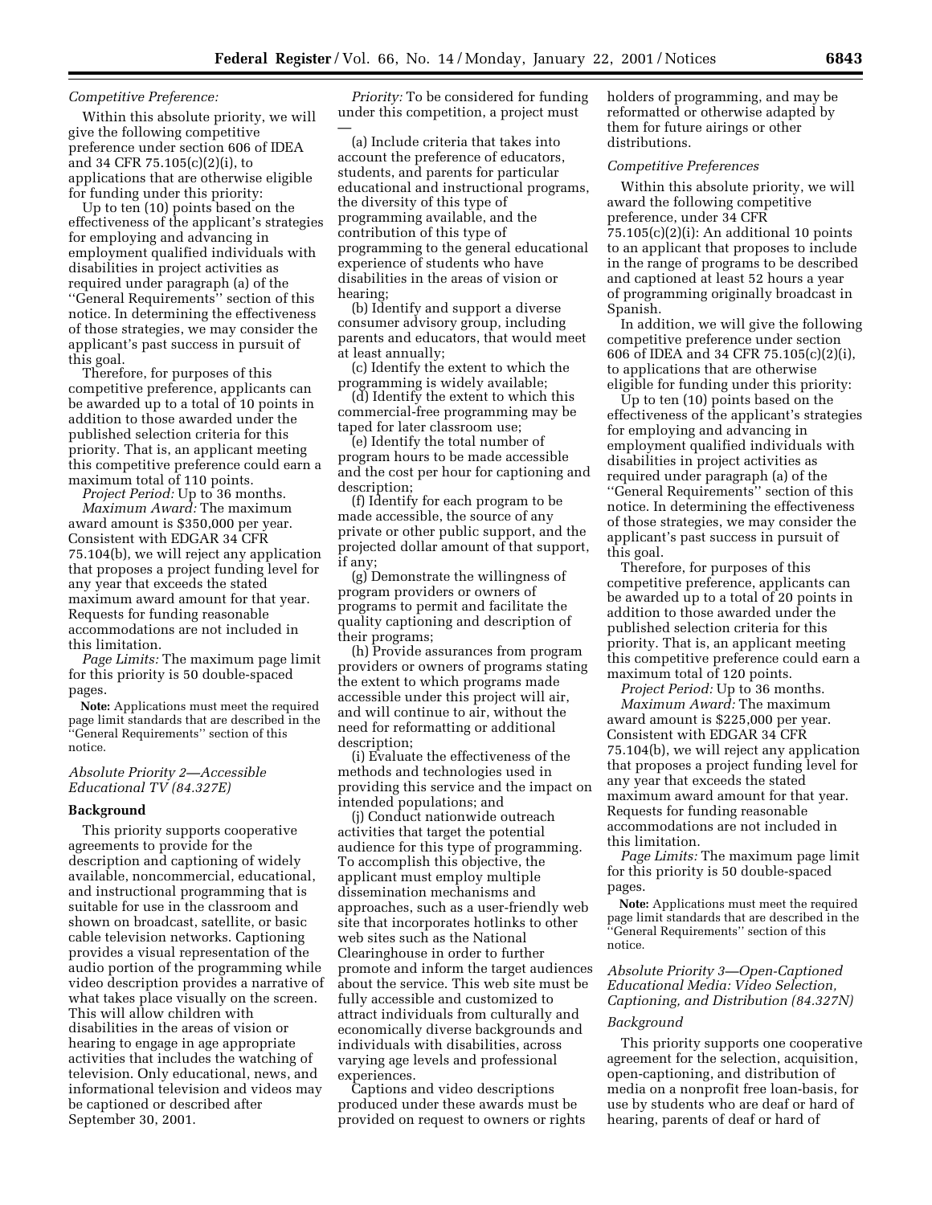*Competitive Preference:*

Within this absolute priority, we will give the following competitive preference under section 606 of IDEA and 34 CFR 75.105(c)(2)(i), to applications that are otherwise eligible for funding under this priority:

Up to ten (10) points based on the effectiveness of the applicant's strategies for employing and advancing in employment qualified individuals with disabilities in project activities as required under paragraph (a) of the ''General Requirements'' section of this notice. In determining the effectiveness of those strategies, we may consider the applicant's past success in pursuit of this goal.

Therefore, for purposes of this competitive preference, applicants can be awarded up to a total of 10 points in addition to those awarded under the published selection criteria for this priority. That is, an applicant meeting this competitive preference could earn a maximum total of 110 points.

*Project Period:* Up to 36 months.

*Maximum Award:* The maximum award amount is $350,000 per year. Consistent with EDGAR 34 CFR 75.104(b), we will reject any application that proposes a project funding level for any year that exceeds the stated maximum award amount for that year. Requests for funding reasonable accommodations are not included in this limitation.

*Page Limits:* The maximum page limit for this priority is 50 double-spaced pages.

**Note:** Applications must meet the required page limit standards that are described in the ''General Requirements'' section of this notice.

### *Absolute Priority 2—Accessible Educational TV (84.327E)*

**Background**

This priority supports cooperative agreements to provide for the description and captioning of widely available, noncommercial, educational, and instructional programming that is suitable for use in the classroom and shown on broadcast, satellite, or basic cable television networks. Captioning provides a visual representation of the audio portion of the programming while video description provides a narrative of what takes place visually on the screen. This will allow children with disabilities in the areas of vision or hearing to engage in age appropriate activities that includes the watching of television. Only educational, news, and informational television and videos may be captioned or described after September 30, 2001.

*Priority:* To be considered for funding under this competition, a project must—

(a) Include criteria that takes into account the preference of educators, students, and parents for particular educational and instructional programs, the diversity of this type of programming available, and the contribution of this type of programming to the general educational experience of students who have disabilities in the areas of vision or hearing;

(b) Identify and support a diverse consumer advisory group, including parents and educators, that would meet at least annually;

(c) Identify the extent to which the programming is widely available;

(d) Identify the extent to which this commercial-free programming may be taped for later classroom use;

(e) Identify the total number of program hours to be made accessible and the cost per hour for captioning and description;

(f) Identify for each program to be made accessible, the source of any private or other public support, and the projected dollar amount of that support, if any;

(g) Demonstrate the willingness of program providers or owners of programs to permit and facilitate the quality captioning and description of their programs;

(h) Provide assurances from program providers or owners of programs stating the extent to which programs made accessible under this project will air, and will continue to air, without the need for reformatting or additional description;

(i) Evaluate the effectiveness of the methods and technologies used in providing this service and the impact on intended populations; and

(j) Conduct nationwide outreach activities that target the potential audience for this type of programming. To accomplish this objective, the applicant must employ multiple dissemination mechanisms and approaches, such as a user-friendly web site that incorporates hotlinks to other web sites such as the National Clearinghouse in order to further promote and inform the target audiences about the service. This web site must be fully accessible and customized to attract individuals from culturally and economically diverse backgrounds and individuals with disabilities, across varying age levels and professional experiences.

Captions and video descriptions produced under these awards must be provided on request to owners or rights holders of programming, and may be reformatted or otherwise adapted by them for future airings or other distributions.

*Competitive Preferences*

Within this absolute priority, we will award the following competitive preference, under 34 CFR 75.105(c)(2)(i): An additional 10 points to an applicant that proposes to include in the range of programs to be described and captioned at least 52 hours a year of programming originally broadcast in Spanish.

In addition, we will give the following competitive preference under section 606 of IDEA and 34 CFR 75.105(c)(2)(i), to applications that are otherwise eligible for funding under this priority:

Up to ten (10) points based on the effectiveness of the applicant's strategies for employing and advancing in employment qualified individuals with disabilities in project activities as required under paragraph (a) of the ''General Requirements'' section of this notice. In determining the effectiveness of those strategies, we may consider the applicant's past success in pursuit of this goal.

Therefore, for purposes of this competitive preference, applicants can be awarded up to a total of 20 points in addition to those awarded under the published selection criteria for this priority. That is, an applicant meeting this competitive preference could earn a maximum total of 120 points.

*Project Period:* Up to 36 months.

*Maximum Award:* The maximum award amount is $225,000 per year. Consistent with EDGAR 34 CFR 75.104(b), we will reject any application that proposes a project funding level for any year that exceeds the stated maximum award amount for that year. Requests for funding reasonable accommodations are not included in this limitation.

*Page Limits:* The maximum page limit for this priority is 50 double-spaced pages.

**Note:** Applications must meet the required page limit standards that are described in the ''General Requirements'' section of this notice.

### *Absolute Priority 3—Open-Captioned Educational Media: Video Selection, Captioning, and Distribution (84.327N)*

*Background*

This priority supports one cooperative agreement for the selection, acquisition, open-captioning, and distribution of media on a nonprofit free loan-basis, for use by students who are deaf or hard of hearing, parents of deaf or hard of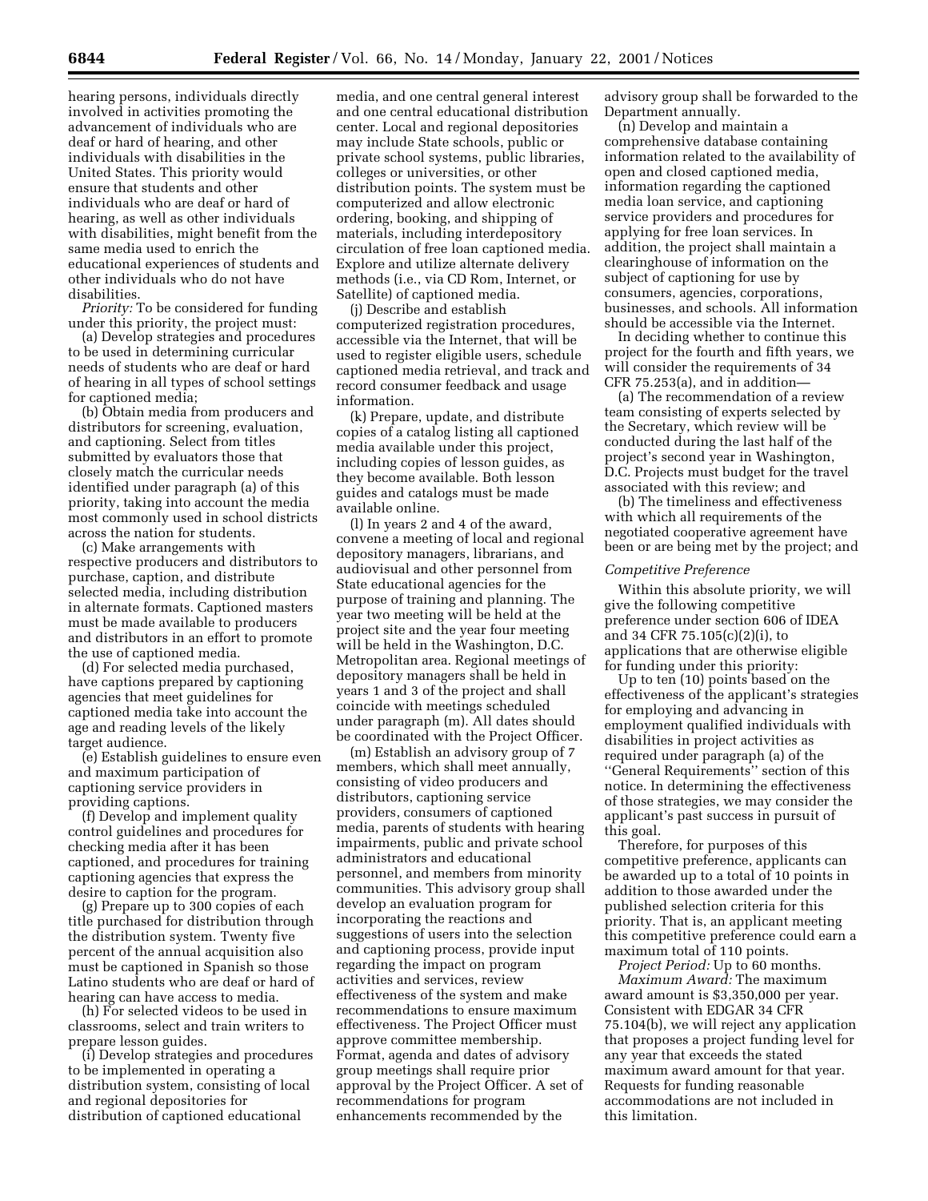hearing persons, individuals directly involved in activities promoting the advancement of individuals who are deaf or hard of hearing, and other individuals with disabilities in the United States. This priority would ensure that students and other individuals who are deaf or hard of hearing, as well as other individuals with disabilities, might benefit from the same media used to enrich the educational experiences of students and other individuals who do not have disabilities.

*Priority:* To be considered for funding under this priority, the project must:

(a) Develop strategies and procedures to be used in determining curricular needs of students who are deaf or hard of hearing in all types of school settings for captioned media;

(b) Obtain media from producers and distributors for screening, evaluation, and captioning. Select from titles submitted by evaluators those that closely match the curricular needs identified under paragraph (a) of this priority, taking into account the media most commonly used in school districts across the nation for students.

(c) Make arrangements with respective producers and distributors to purchase, caption, and distribute selected media, including distribution in alternate formats. Captioned masters must be made available to producers and distributors in an effort to promote the use of captioned media.

(d) For selected media purchased, have captions prepared by captioning agencies that meet guidelines for captioned media take into account the age and reading levels of the likely target audience.

(e) Establish guidelines to ensure even and maximum participation of captioning service providers in providing captions.

(f) Develop and implement quality control guidelines and procedures for checking media after it has been captioned, and procedures for training captioning agencies that express the desire to caption for the program.

(g) Prepare up to 300 copies of each title purchased for distribution through the distribution system. Twenty five percent of the annual acquisition also must be captioned in Spanish so those Latino students who are deaf or hard of hearing can have access to media.

(h) For selected videos to be used in classrooms, select and train writers to prepare lesson guides.

(i) Develop strategies and procedures to be implemented in operating a distribution system, consisting of local and regional depositories for distribution of captioned educational media, and one central general interest and one central educational distribution center. Local and regional depositories may include State schools, public or private school systems, public libraries, colleges or universities, or other distribution points. The system must be computerized and allow electronic ordering, booking, and shipping of materials, including interdepository circulation of free loan captioned media. Explore and utilize alternate delivery methods (i.e., via CD Rom, Internet, or Satellite) of captioned media.

(j) Describe and establish computerized registration procedures, accessible via the Internet, that will be used to register eligible users, schedule captioned media retrieval, and track and record consumer feedback and usage information.

(k) Prepare, update, and distribute copies of a catalog listing all captioned media available under this project, including copies of lesson guides, as they become available. Both lesson guides and catalogs must be made available online.

(l) In years 2 and 4 of the award, convene a meeting of local and regional depository managers, librarians, and audiovisual and other personnel from State educational agencies for the purpose of training and planning. The year two meeting will be held at the project site and the year four meeting will be held in the Washington, D.C. Metropolitan area. Regional meetings of depository managers shall be held in years 1 and 3 of the project and shall coincide with meetings scheduled under paragraph (m). All dates should be coordinated with the Project Officer.

(m) Establish an advisory group of 7 members, which shall meet annually, consisting of video producers and distributors, captioning service providers, consumers of captioned media, parents of students with hearing impairments, public and private school administrators and educational personnel, and members from minority communities. This advisory group shall develop an evaluation program for incorporating the reactions and suggestions of users into the selection and captioning process, provide input regarding the impact on program activities and services, review effectiveness of the system and make recommendations to ensure maximum effectiveness. The Project Officer must approve committee membership. Format, agenda and dates of advisory group meetings shall require prior approval by the Project Officer. A set of recommendations for program enhancements recommended by the advisory group shall be forwarded to the Department annually.

(n) Develop and maintain a comprehensive database containing information related to the availability of open and closed captioned media, information regarding the captioned media loan service, and captioning service providers and procedures for applying for free loan services. In addition, the project shall maintain a clearinghouse of information on the subject of captioning for use by consumers, agencies, corporations, businesses, and schools. All information should be accessible via the Internet.

In deciding whether to continue this project for the fourth and fifth years, we will consider the requirements of 34 CFR 75.253(a), and in addition—

(a) The recommendation of a review team consisting of experts selected by the Secretary, which review will be conducted during the last half of the project's second year in Washington, D.C. Projects must budget for the travel associated with this review; and

(b) The timeliness and effectiveness with which all requirements of the negotiated cooperative agreement have been or are being met by the project; and

*Competitive Preference*

Within this absolute priority, we will give the following competitive preference under section 606 of IDEA and 34 CFR 75.105(c)(2)(i), to applications that are otherwise eligible for funding under this priority:

Up to ten (10) points based on the effectiveness of the applicant's strategies for employing and advancing in employment qualified individuals with disabilities in project activities as required under paragraph (a) of the "General Requirements" section of this notice. In determining the effectiveness of those strategies, we may consider the applicant's past success in pursuit of this goal.

Therefore, for purposes of this competitive preference, applicants can be awarded up to a total of 10 points in addition to those awarded under the published selection criteria for this priority. That is, an applicant meeting this competitive preference could earn a maximum total of 110 points.

*Project Period:* Up to 60 months.

*Maximum Award:* The maximum award amount is $3,350,000 per year. Consistent with EDGAR 34 CFR 75.104(b), we will reject any application that proposes a project funding level for any year that exceeds the stated maximum award amount for that year. Requests for funding reasonable accommodations are not included in this limitation.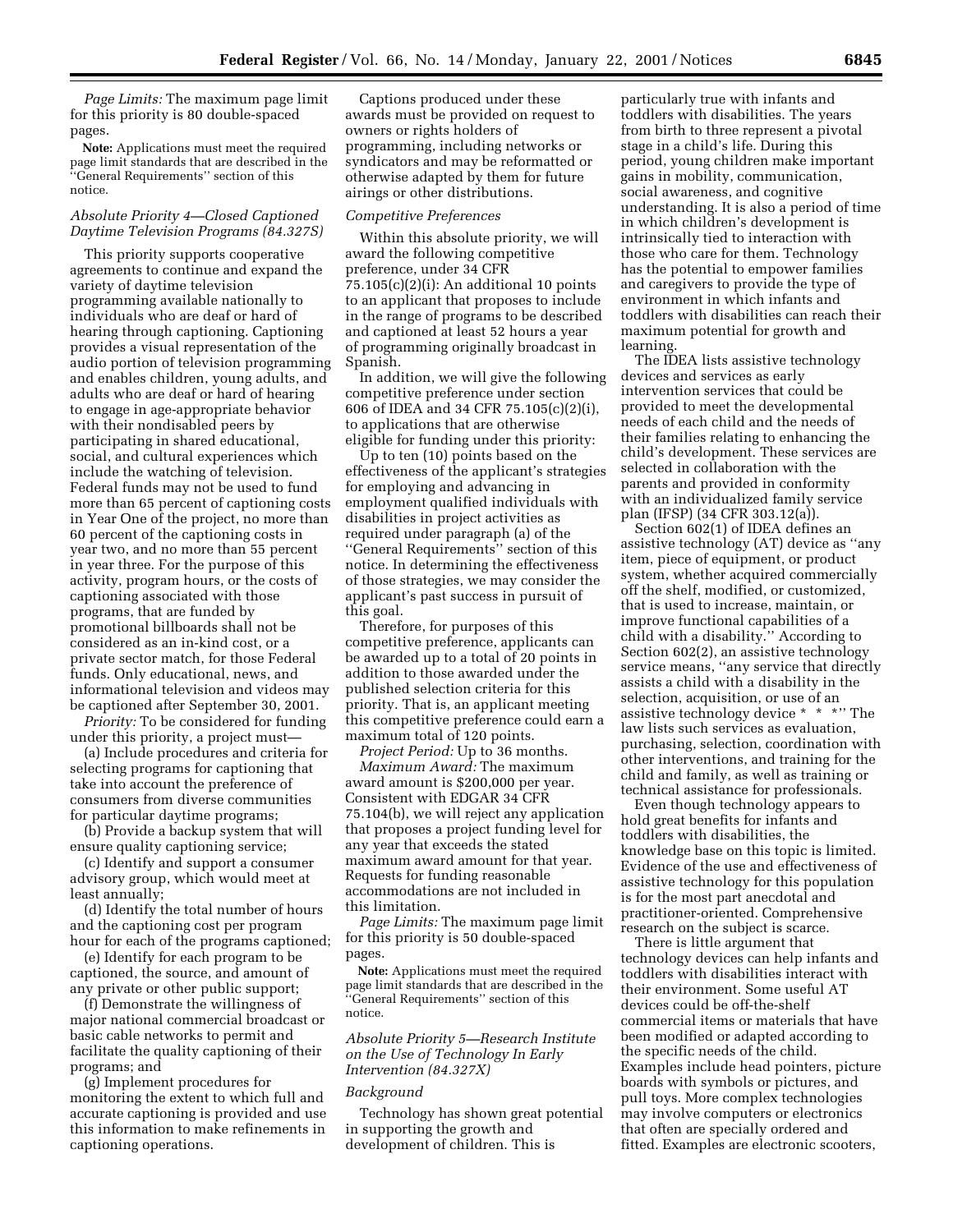*Page Limits:* The maximum page limit for this priority is 80 double-spaced pages.

**Note:** Applications must meet the required page limit standards that are described in the "General Requirements" section of this notice.

### *Absolute Priority 4—Closed Captioned Daytime Television Programs (84.327S)*

This priority supports cooperative agreements to continue and expand the variety of daytime television programming available nationally to individuals who are deaf or hard of hearing through captioning. Captioning provides a visual representation of the audio portion of television programming and enables children, young adults, and adults who are deaf or hard of hearing to engage in age-appropriate behavior with their nondisabled peers by participating in shared educational, social, and cultural experiences which include the watching of television. Federal funds may not be used to fund more than 65 percent of captioning costs in Year One of the project, no more than 60 percent of the captioning costs in year two, and no more than 55 percent in year three. For the purpose of this activity, program hours, or the costs of captioning associated with those programs, that are funded by promotional billboards shall not be considered as an in-kind cost, or a private sector match, for those Federal funds. Only educational, news, and informational television and videos may be captioned after September 30, 2001.

*Priority:* To be considered for funding under this priority, a project must—

(a) Include procedures and criteria for selecting programs for captioning that take into account the preference of consumers from diverse communities for particular daytime programs;

(b) Provide a backup system that will ensure quality captioning service;

(c) Identify and support a consumer advisory group, which would meet at least annually;

(d) Identify the total number of hours and the captioning cost per program hour for each of the programs captioned;

(e) Identify for each program to be captioned, the source, and amount of any private or other public support;

(f) Demonstrate the willingness of major national commercial broadcast or basic cable networks to permit and facilitate the quality captioning of their programs; and

(g) Implement procedures for monitoring the extent to which full and accurate captioning is provided and use this information to make refinements in captioning operations.

Captions produced under these awards must be provided on request to owners or rights holders of programming, including networks or syndicators and may be reformatted or otherwise adapted by them for future airings or other distributions.

#### *Competitive Preferences*

Within this absolute priority, we will award the following competitive preference, under 34 CFR 75.105(c)(2)(i): An additional 10 points to an applicant that proposes to include in the range of programs to be described and captioned at least 52 hours a year of programming originally broadcast in Spanish.

In addition, we will give the following competitive preference under section 606 of IDEA and 34 CFR 75.105(c)(2)(i), to applications that are otherwise eligible for funding under this priority:

Up to ten (10) points based on the effectiveness of the applicant's strategies for employing and advancing in employment qualified individuals with disabilities in project activities as required under paragraph (a) of the "General Requirements" section of this notice. In determining the effectiveness of those strategies, we may consider the applicant's past success in pursuit of this goal.

Therefore, for purposes of this competitive preference, applicants can be awarded up to a total of 20 points in addition to those awarded under the published selection criteria for this priority. That is, an applicant meeting this competitive preference could earn a maximum total of 120 points.

*Project Period:* Up to 36 months.

*Maximum Award:* The maximum award amount is $200,000 per year. Consistent with EDGAR 34 CFR 75.104(b), we will reject any application that proposes a project funding level for any year that exceeds the stated maximum award amount for that year. Requests for funding reasonable accommodations are not included in this limitation.

*Page Limits:* The maximum page limit for this priority is 50 double-spaced pages.

**Note:** Applications must meet the required page limit standards that are described in the "General Requirements" section of this notice.

### *Absolute Priority 5—Research Institute on the Use of Technology In Early Intervention (84.327X)*

#### *Background*

Technology has shown great potential in supporting the growth and development of children. This is particularly true with infants and toddlers with disabilities. The years from birth to three represent a pivotal stage in a child's life. During this period, young children make important gains in mobility, communication, social awareness, and cognitive understanding. It is also a period of time in which children's development is intrinsically tied to interaction with those who care for them. Technology has the potential to empower families and caregivers to provide the type of environment in which infants and toddlers with disabilities can reach their maximum potential for growth and learning.

The IDEA lists assistive technology devices and services as early intervention services that could be provided to meet the developmental needs of each child and the needs of their families relating to enhancing the child's development. These services are selected in collaboration with the parents and provided in conformity with an individualized family service plan (IFSP) (34 CFR 303.12(a)).

Section 602(1) of IDEA defines an assistive technology (AT) device as "any item, piece of equipment, or product system, whether acquired commercially off the shelf, modified, or customized, that is used to increase, maintain, or improve functional capabilities of a child with a disability." According to Section 602(2), an assistive technology service means, "any service that directly assists a child with a disability in the selection, acquisition, or use of an assistive technology device * * *" The law lists such services as evaluation, purchasing, selection, coordination with other interventions, and training for the child and family, as well as training or technical assistance for professionals.

Even though technology appears to hold great benefits for infants and toddlers with disabilities, the knowledge base on this topic is limited. Evidence of the use and effectiveness of assistive technology for this population is for the most part anecdotal and practitioner-oriented. Comprehensive research on the subject is scarce.

There is little argument that technology devices can help infants and toddlers with disabilities interact with their environment. Some useful AT devices could be off-the-shelf commercial items or materials that have been modified or adapted according to the specific needs of the child. Examples include head pointers, picture boards with symbols or pictures, and pull toys. More complex technologies may involve computers or electronics that often are specially ordered and fitted. Examples are electronic scooters,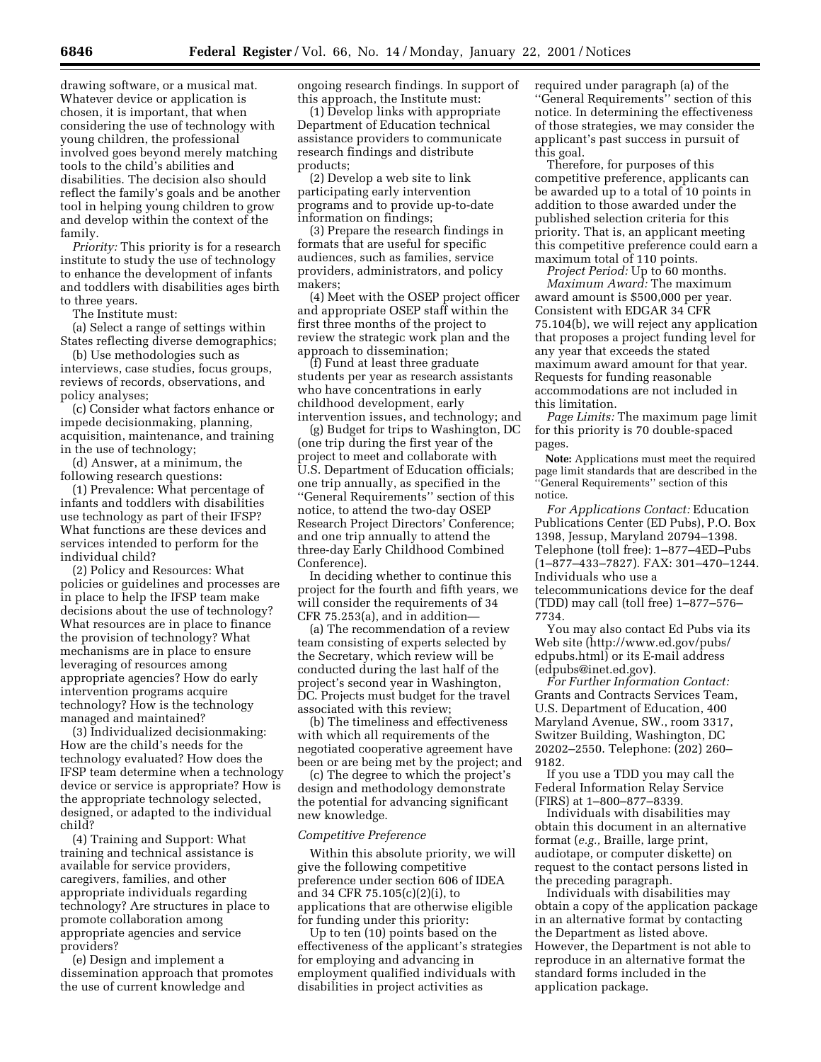drawing software, or a musical mat. Whatever device or application is chosen, it is important, that when considering the use of technology with young children, the professional involved goes beyond merely matching tools to the child's abilities and disabilities. The decision also should reflect the family's goals and be another tool in helping young children to grow and develop within the context of the family.

*Priority:* This priority is for a research institute to study the use of technology to enhance the development of infants and toddlers with disabilities ages birth to three years.

The Institute must:

(a) Select a range of settings within States reflecting diverse demographics;

(b) Use methodologies such as interviews, case studies, focus groups, reviews of records, observations, and policy analyses;

(c) Consider what factors enhance or impede decisionmaking, planning, acquisition, maintenance, and training in the use of technology;

(d) Answer, at a minimum, the following research questions:

(1) Prevalence: What percentage of infants and toddlers with disabilities use technology as part of their IFSP? What functions are these devices and services intended to perform for the individual child?

(2) Policy and Resources: What policies or guidelines and processes are in place to help the IFSP team make decisions about the use of technology? What resources are in place to finance the provision of technology? What mechanisms are in place to ensure leveraging of resources among appropriate agencies? How do early intervention programs acquire technology? How is the technology managed and maintained?

(3) Individualized decisionmaking: How are the child's needs for the technology evaluated? How does the IFSP team determine when a technology device or service is appropriate? How is the appropriate technology selected, designed, or adapted to the individual child?

(4) Training and Support: What training and technical assistance is available for service providers, caregivers, families, and other appropriate individuals regarding technology? Are structures in place to promote collaboration among appropriate agencies and service providers?

(e) Design and implement a dissemination approach that promotes the use of current knowledge and ongoing research findings. In support of this approach, the Institute must:

(1) Develop links with appropriate Department of Education technical assistance providers to communicate research findings and distribute products;

(2) Develop a web site to link participating early intervention programs and to provide up-to-date information on findings;

(3) Prepare the research findings in formats that are useful for specific audiences, such as families, service providers, administrators, and policy makers;

(4) Meet with the OSEP project officer and appropriate OSEP staff within the first three months of the project to review the strategic work plan and the approach to dissemination;

(f) Fund at least three graduate students per year as research assistants who have concentrations in early childhood development, early intervention issues, and technology; and

(g) Budget for trips to Washington, DC (one trip during the first year of the project to meet and collaborate with U.S. Department of Education officials; one trip annually, as specified in the ''General Requirements'' section of this notice, to attend the two-day OSEP Research Project Directors' Conference; and one trip annually to attend the three-day Early Childhood Combined Conference).

In deciding whether to continue this project for the fourth and fifth years, we will consider the requirements of 34 CFR 75.253(a), and in addition—

(a) The recommendation of a review team consisting of experts selected by the Secretary, which review will be conducted during the last half of the project's second year in Washington, DC. Projects must budget for the travel associated with this review;

(b) The timeliness and effectiveness with which all requirements of the negotiated cooperative agreement have been or are being met by the project; and

(c) The degree to which the project's design and methodology demonstrate the potential for advancing significant new knowledge.

*Competitive Preference*

Within this absolute priority, we will give the following competitive preference under section 606 of IDEA and 34 CFR 75.105(c)(2)(i), to applications that are otherwise eligible for funding under this priority:

Up to ten (10) points based on the effectiveness of the applicant's strategies for employing and advancing in employment qualified individuals with disabilities in project activities as required under paragraph (a) of the ''General Requirements'' section of this notice. In determining the effectiveness of those strategies, we may consider the applicant's past success in pursuit of this goal.

Therefore, for purposes of this competitive preference, applicants can be awarded up to a total of 10 points in addition to those awarded under the published selection criteria for this priority. That is, an applicant meeting this competitive preference could earn a maximum total of 110 points.

*Project Period:* Up to 60 months.

*Maximum Award:* The maximum award amount is $500,000 per year. Consistent with EDGAR 34 CFR 75.104(b), we will reject any application that proposes a project funding level for any year that exceeds the stated maximum award amount for that year. Requests for funding reasonable accommodations are not included in this limitation.

*Page Limits:* The maximum page limit for this priority is 70 double-spaced pages.

**Note:** Applications must meet the required page limit standards that are described in the ''General Requirements'' section of this notice.

*For Applications Contact:* Education Publications Center (ED Pubs), P.O. Box 1398, Jessup, Maryland 20794–1398. Telephone (toll free): 1–877–4ED–Pubs (1–877–433–7827). FAX: 301–470–1244. Individuals who use a telecommunications device for the deaf (TDD) may call (toll free) 1–877–576–7734.

You may also contact Ed Pubs via its Web site (http://www.ed.gov/pubs/edpubs.html) or its E-mail address (edpubs@inet.ed.gov).

*For Further Information Contact:* Grants and Contracts Services Team, U.S. Department of Education, 400 Maryland Avenue, SW., room 3317, Switzer Building, Washington, DC 20202–2550. Telephone: (202) 260–9182.

If you use a TDD you may call the Federal Information Relay Service (FIRS) at 1–800–877–8339.

Individuals with disabilities may obtain this document in an alternative format (*e.g.,* Braille, large print, audiotape, or computer diskette) on request to the contact persons listed in the preceding paragraph.

Individuals with disabilities may obtain a copy of the application package in an alternative format by contacting the Department as listed above. However, the Department is not able to reproduce in an alternative format the standard forms included in the application package.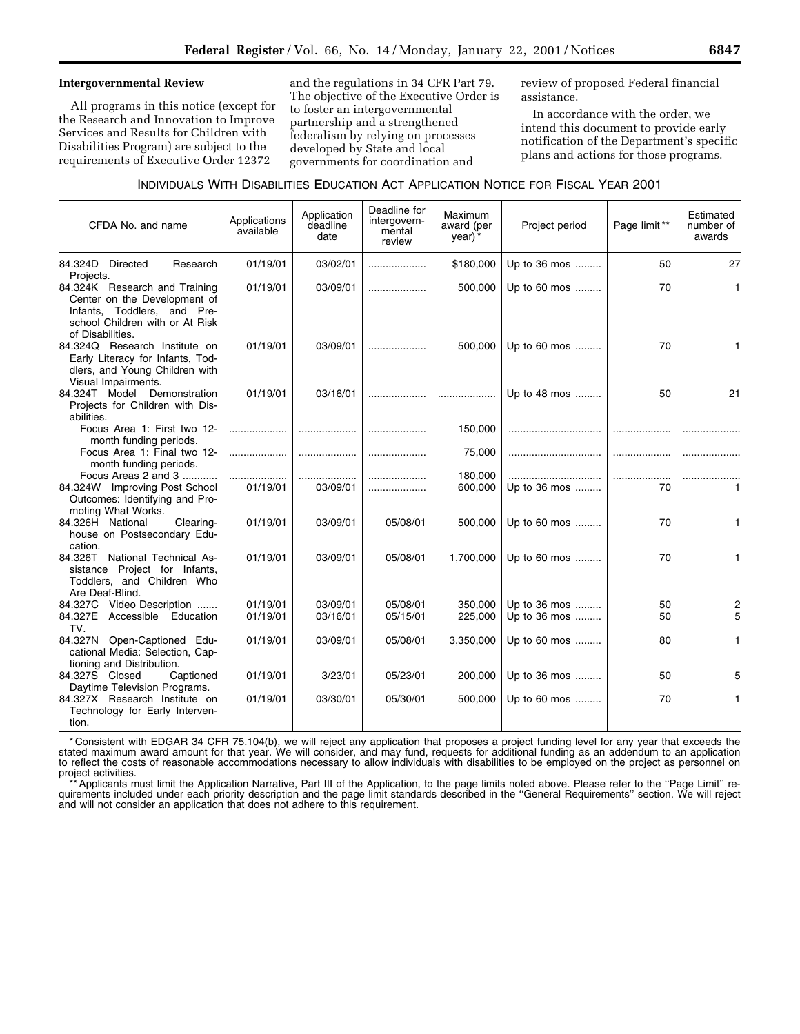**Intergovernmental Review**

All programs in this notice (except for the Research and Innovation to Improve Services and Results for Children with Disabilities Program) are subject to the requirements of Executive Order 12372 and the regulations in 34 CFR Part 79. The objective of the Executive Order is to foster an intergovernmental partnership and a strengthened federalism by relying on processes developed by State and local governments for coordination and review of proposed Federal financial assistance.

In accordance with the order, we intend this document to provide early notification of the Department's specific plans and actions for those programs.

INDIVIDUALS WITH DISABILITIES EDUCATION ACT APPLICATION NOTICE FOR FISCAL YEAR 2001

| CFDA No. and name | Applications available | Application deadline date | Deadline for intergovernmental review | Maximum award (per year)* | Project period | Page limit** | Estimated number of awards |
|---|---|---|---|---|---|---|---|
| 84.324D Directed Research Projects. | 01/19/01 | 03/02/01 | .................... | $180,000 | Up to 36 mos ......... | 50 | 27 |
| 84.324K Research and Training Center on the Development of Infants, Toddlers, and Preschool Children with or At Risk of Disabilities. | 01/19/01 | 03/09/01 | .................... | 500,000 | Up to 60 mos ......... | 70 | 1 |
| 84.324Q Research Institute on Early Literacy for Infants, Toddlers, and Young Children with Visual Impairments. | 01/19/01 | 03/09/01 | .................... | 500,000 | Up to 60 mos ......... | 70 | 1 |
| 84.324T Model Demonstration Projects for Children with Disabilities. | 01/19/01 | 03/16/01 | .................... | .................... | Up to 48 mos ......... | 50 | 21 |
| Focus Area 1: First two 12-month funding periods. | .................... | .................... | .................... | 150,000 | ................................ | .................... | .................... |
| Focus Area 1: Final two 12-month funding periods. | .................... | .................... | .................... | 75,000 | ................................ | .................... | .................... |
| Focus Areas 2 and 3 ............ | .................... | .................... | .................... | 180,000 | ................................ | .................... | .................... |
| 84.324W Improving Post School Outcomes: Identifying and Promoting What Works. | 01/19/01 | 03/09/01 | .................... | 600,000 | Up to 36 mos ......... | 70 | 1 |
| 84.326H National Clearinghouse on Postsecondary Education. | 01/19/01 | 03/09/01 | 05/08/01 | 500,000 | Up to 60 mos ......... | 70 | 1 |
| 84.326T National Technical Assistance Project for Infants, Toddlers, and Children Who Are Deaf-Blind. | 01/19/01 | 03/09/01 | 05/08/01 | 1,700,000 | Up to 60 mos ......... | 70 | 1 |
| 84.327C Video Description ....... | 01/19/01 | 03/09/01 | 05/08/01 | 350,000 | Up to 36 mos ......... | 50 | 2 |
| 84.327E Accessible Education TV. | 01/19/01 | 03/16/01 | 05/15/01 | 225,000 | Up to 36 mos ......... | 50 | 5 |
| 84.327N Open-Captioned Educational Media: Selection, Captioning and Distribution. | 01/19/01 | 03/09/01 | 05/08/01 | 3,350,000 | Up to 60 mos ......... | 80 | 1 |
| 84.327S Closed Captioned Daytime Television Programs. | 01/19/01 | 3/23/01 | 05/23/01 | 200,000 | Up to 36 mos ......... | 50 | 5 |
| 84.327X Research Institute on Technology for Early Intervention. | 01/19/01 | 03/30/01 | 05/30/01 | 500,000 | Up to 60 mos ......... | 70 | 1 |

* Consistent with EDGAR 34 CFR 75.104(b), we will reject any application that proposes a project funding level for any year that exceeds the stated maximum award amount for that year. We will consider, and may fund, requests for additional funding as an addendum to an application to reflect the costs of reasonable accommodations necessary to allow individuals with disabilities to be employed on the project as personnel on project activities.

** Applicants must limit the Application Narrative, Part III of the Application, to the page limits noted above. Please refer to the ''Page Limit'' requirements included under each priority description and the page limit standards described in the ''General Requirements'' section. We will reject and will not consider an application that does not adhere to this requirement.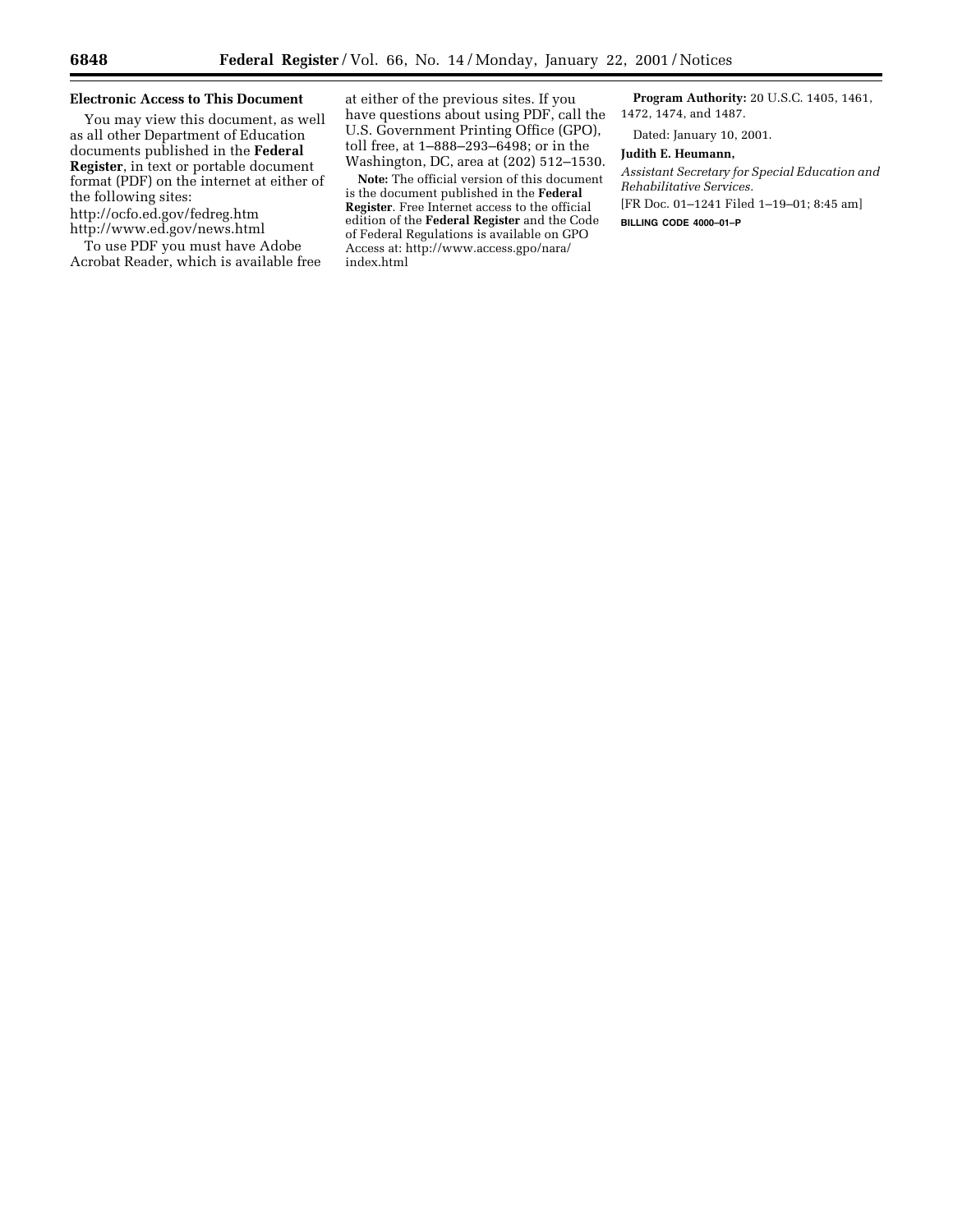**Electronic Access to This Document**

You may view this document, as well as all other Department of Education documents published in the **Federal Register**, in text or portable document format (PDF) on the internet at either of the following sites:

http://ocfo.ed.gov/fedreg.htm
http://www.ed.gov/news.html

To use PDF you must have Adobe Acrobat Reader, which is available free at either of the previous sites. If you have questions about using PDF, call the U.S. Government Printing Office (GPO), toll free, at 1–888–293–6498; or in the Washington, DC, area at (202) 512–1530.

**Note:** The official version of this document is the document published in the **Federal Register**. Free Internet access to the official edition of the **Federal Register** and the Code of Federal Regulations is available on GPO Access at: http://www.access.gpo/nara/index.html

**Program Authority:** 20 U.S.C. 1405, 1461, 1472, 1474, and 1487.

Dated: January 10, 2001.

**Judith E. Heumann,**

*Assistant Secretary for Special Education and Rehabilitative Services.*

[FR Doc. 01–1241 Filed 1–19–01; 8:45 am]

**BILLING CODE 4000–01–P**